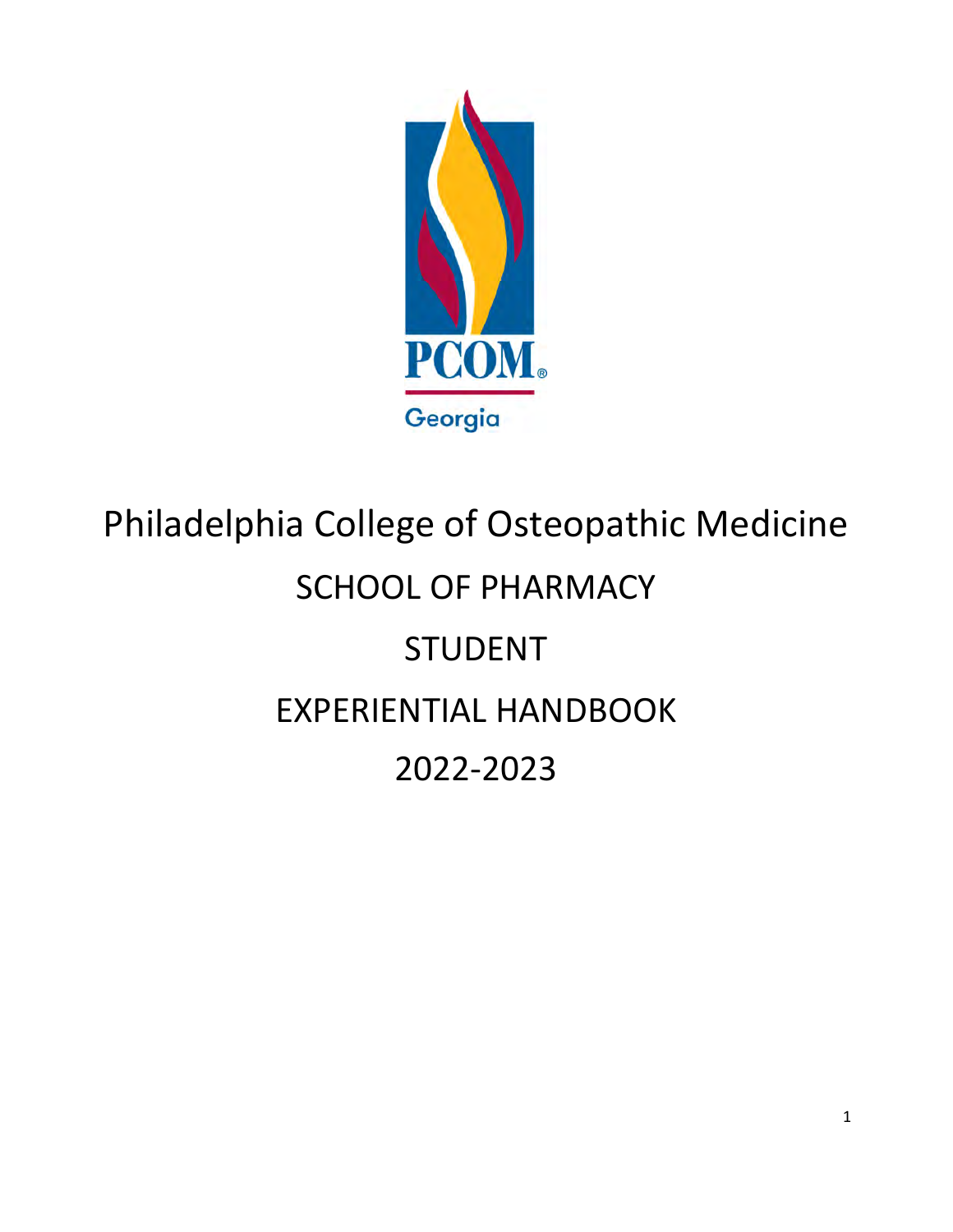PCOM®

Georgia

# Philadelphia College of Osteopathic Medicine

## SCHOOL OF PHARMACY

## STUDENT

## EXPERIENTIAL HANDBOOK

## 2022-2023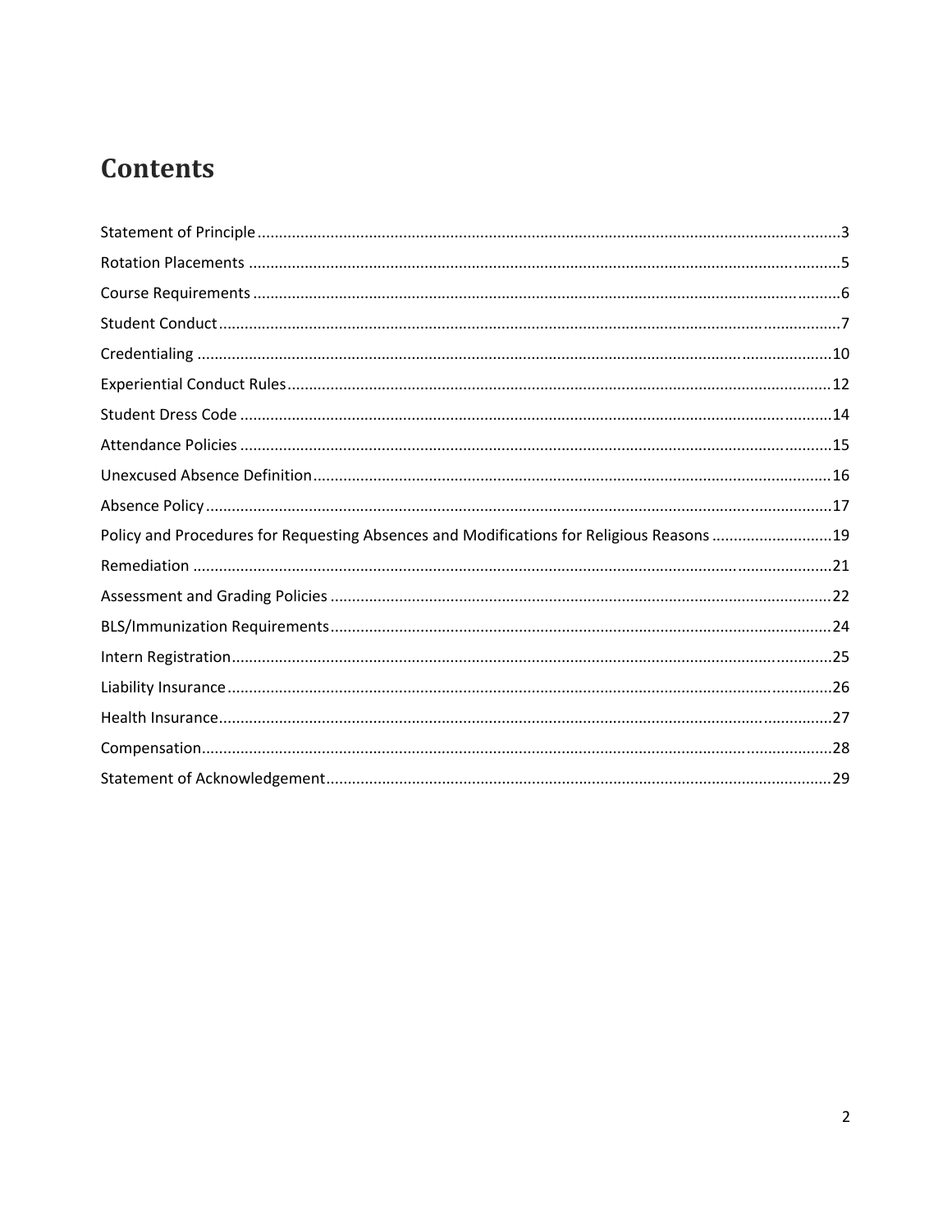# Contents

Statement of Principle ........................................................................................................................ 3
Rotation Placements ........................................................................................................................ 5
Course Requirements ........................................................................................................................ 6
Student Conduct ................................................................................................................................ 7
Credentialing .................................................................................................................................... 10
Experiential Conduct Rules .............................................................................................................. 12
Student Dress Code .......................................................................................................................... 14
Attendance Policies .......................................................................................................................... 15
Unexcused Absence Definition ......................................................................................................... 16
Absence Policy .................................................................................................................................. 17
Policy and Procedures for Requesting Absences and Modifications for Religious Reasons ............................ 19
Remediation ..................................................................................................................................... 21
Assessment and Grading Policies ..................................................................................................... 22
BLS/Immunization Requirements ..................................................................................................... 24
Intern Registration ........................................................................................................................... 25
Liability Insurance ............................................................................................................................ 26
Health Insurance ............................................................................................................................... 27
Compensation .................................................................................................................................. 28
Statement of Acknowledgement ...................................................................................................... 29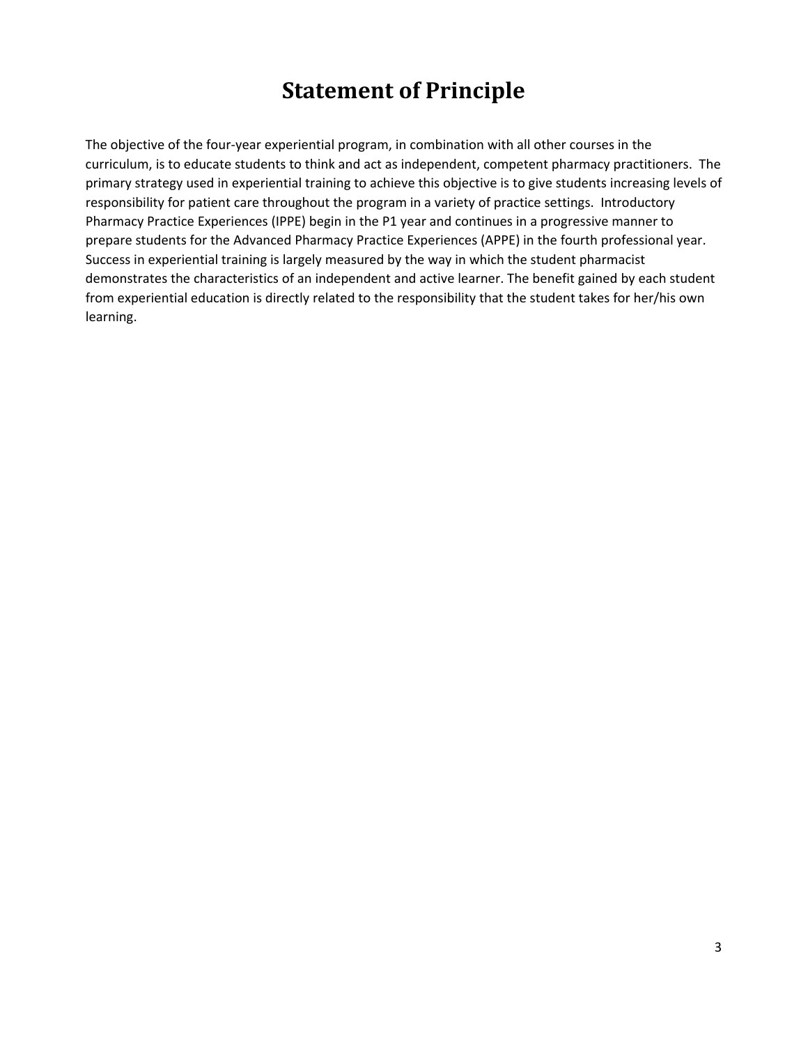# Statement of Principle

The objective of the four-year experiential program, in combination with all other courses in the curriculum, is to educate students to think and act as independent, competent pharmacy practitioners. The primary strategy used in experiential training to achieve this objective is to give students increasing levels of responsibility for patient care throughout the program in a variety of practice settings. Introductory Pharmacy Practice Experiences (IPPE) begin in the P1 year and continues in a progressive manner to prepare students for the Advanced Pharmacy Practice Experiences (APPE) in the fourth professional year. Success in experiential training is largely measured by the way in which the student pharmacist demonstrates the characteristics of an independent and active learner. The benefit gained by each student from experiential education is directly related to the responsibility that the student takes for her/his own learning.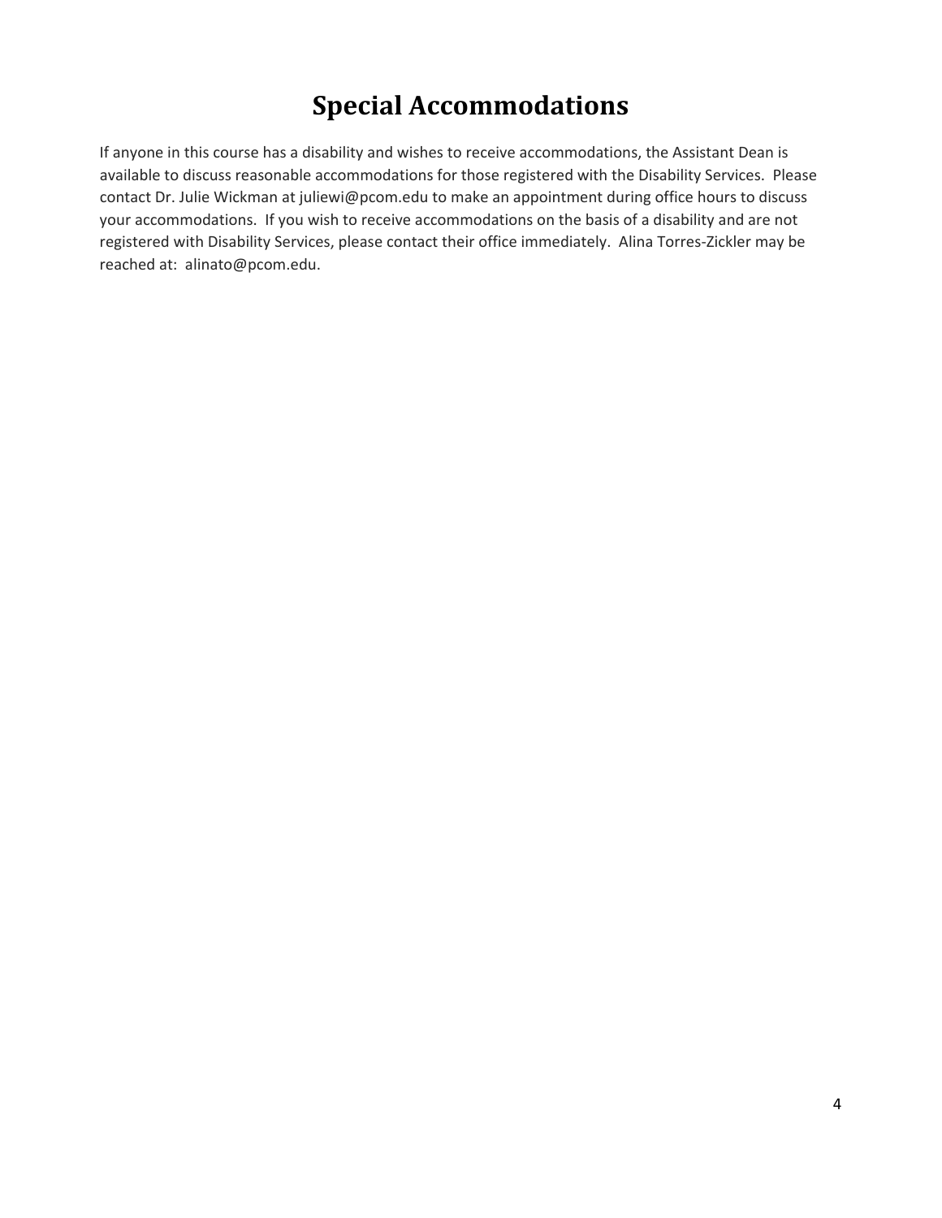# Special Accommodations

If anyone in this course has a disability and wishes to receive accommodations, the Assistant Dean is available to discuss reasonable accommodations for those registered with the Disability Services. Please contact Dr. Julie Wickman at juliewi@pcom.edu to make an appointment during office hours to discuss your accommodations. If you wish to receive accommodations on the basis of a disability and are not registered with Disability Services, please contact their office immediately. Alina Torres-Zickler may be reached at: alinato@pcom.edu.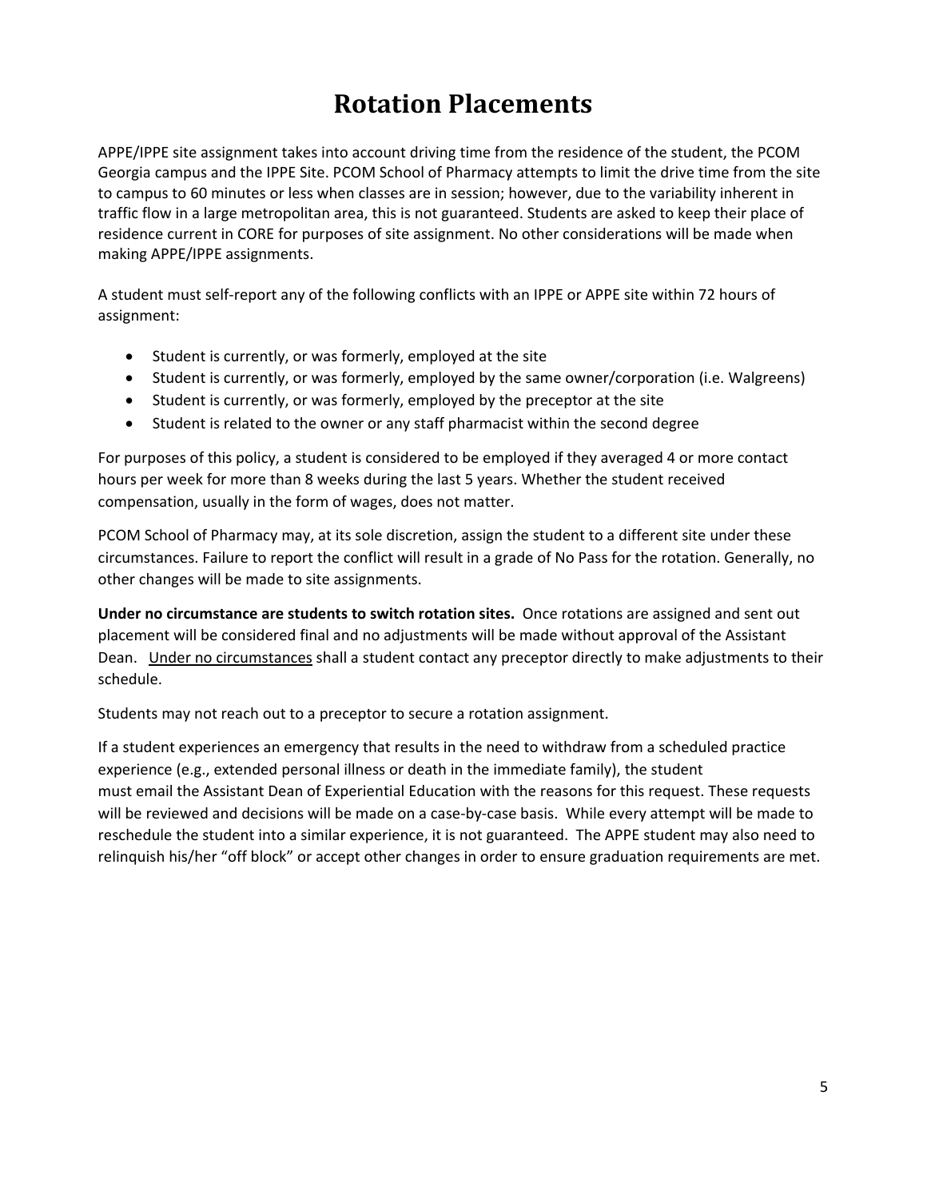# Rotation Placements

APPE/IPPE site assignment takes into account driving time from the residence of the student, the PCOM Georgia campus and the IPPE Site. PCOM School of Pharmacy attempts to limit the drive time from the site to campus to 60 minutes or less when classes are in session; however, due to the variability inherent in traffic flow in a large metropolitan area, this is not guaranteed. Students are asked to keep their place of residence current in CORE for purposes of site assignment. No other considerations will be made when making APPE/IPPE assignments.

A student must self-report any of the following conflicts with an IPPE or APPE site within 72 hours of assignment:

- Student is currently, or was formerly, employed at the site
- Student is currently, or was formerly, employed by the same owner/corporation (i.e. Walgreens)
- Student is currently, or was formerly, employed by the preceptor at the site
- Student is related to the owner or any staff pharmacist within the second degree

For purposes of this policy, a student is considered to be employed if they averaged 4 or more contact hours per week for more than 8 weeks during the last 5 years. Whether the student received compensation, usually in the form of wages, does not matter.

PCOM School of Pharmacy may, at its sole discretion, assign the student to a different site under these circumstances. Failure to report the conflict will result in a grade of No Pass for the rotation. Generally, no other changes will be made to site assignments.

**Under no circumstance are students to switch rotation sites.** Once rotations are assigned and sent out placement will be considered final and no adjustments will be made without approval of the Assistant Dean. <u>Under no circumstances</u> shall a student contact any preceptor directly to make adjustments to their schedule.

Students may not reach out to a preceptor to secure a rotation assignment.

If a student experiences an emergency that results in the need to withdraw from a scheduled practice experience (e.g., extended personal illness or death in the immediate family), the student must email the Assistant Dean of Experiential Education with the reasons for this request. These requests will be reviewed and decisions will be made on a case-by-case basis. While every attempt will be made to reschedule the student into a similar experience, it is not guaranteed. The APPE student may also need to relinquish his/her "off block" or accept other changes in order to ensure graduation requirements are met.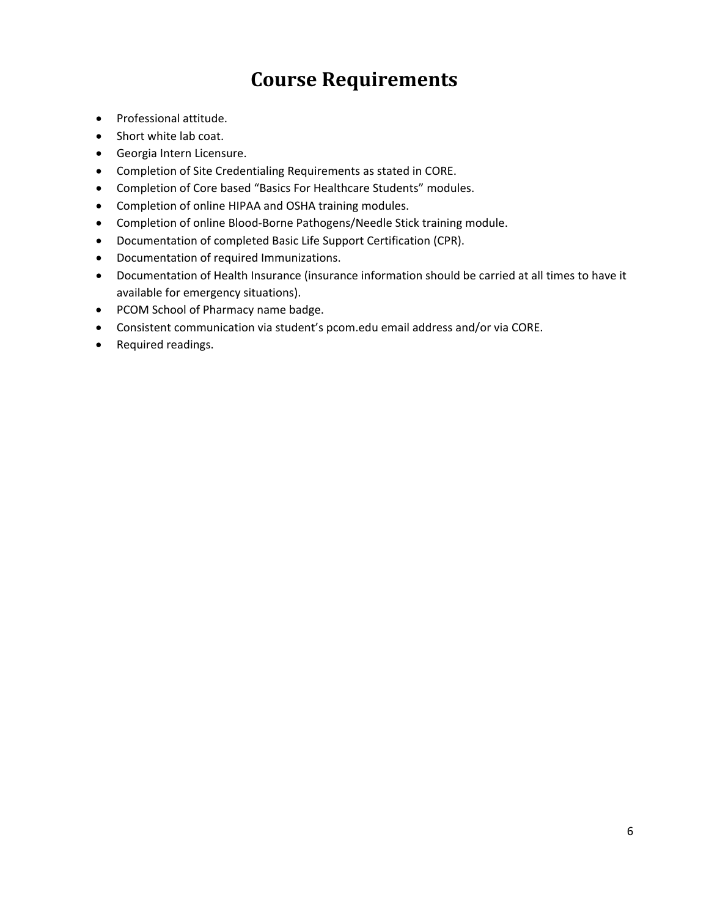# Course Requirements

- Professional attitude.
- Short white lab coat.
- Georgia Intern Licensure.
- Completion of Site Credentialing Requirements as stated in CORE.
- Completion of Core based "Basics For Healthcare Students" modules.
- Completion of online HIPAA and OSHA training modules.
- Completion of online Blood-Borne Pathogens/Needle Stick training module.
- Documentation of completed Basic Life Support Certification (CPR).
- Documentation of required Immunizations.
- Documentation of Health Insurance (insurance information should be carried at all times to have it available for emergency situations).
- PCOM School of Pharmacy name badge.
- Consistent communication via student's pcom.edu email address and/or via CORE.
- Required readings.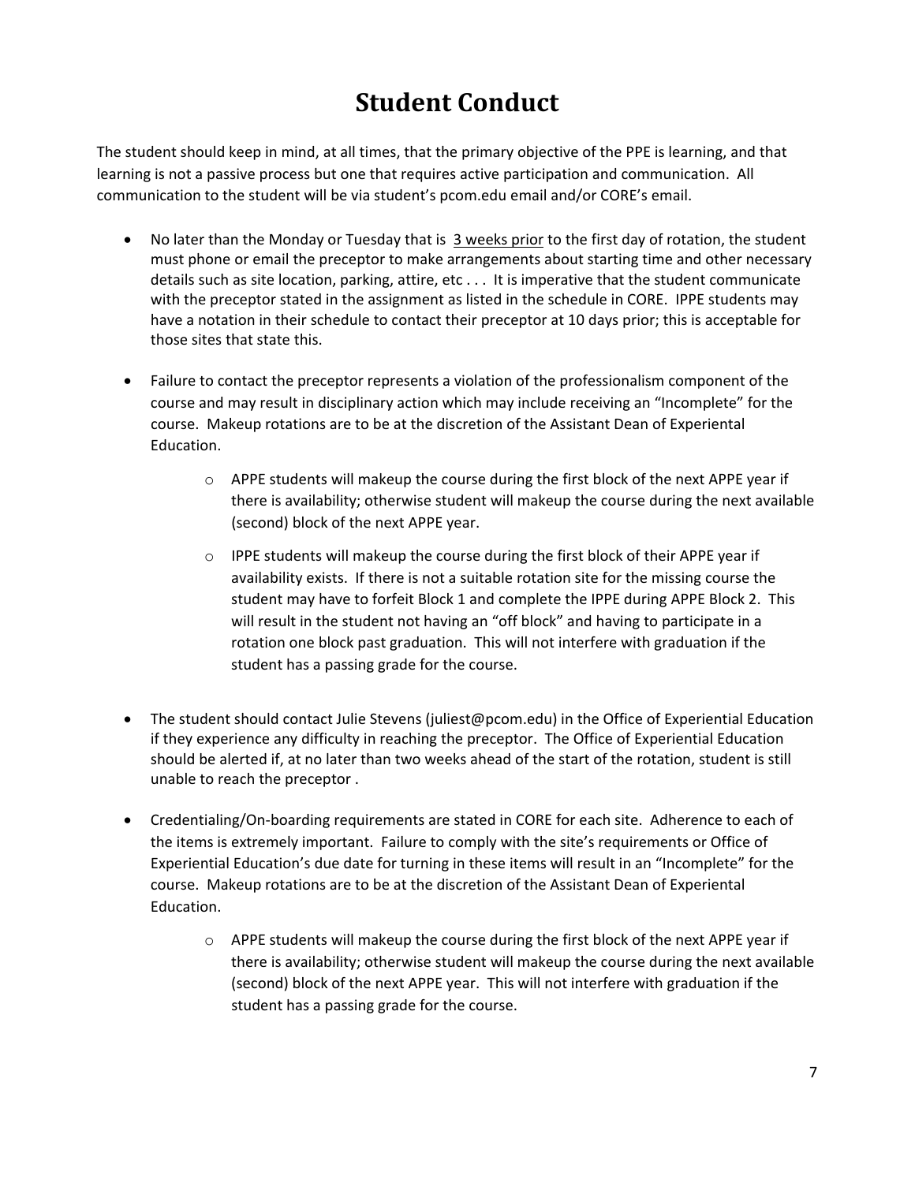# Student Conduct

The student should keep in mind, at all times, that the primary objective of the PPE is learning, and that learning is not a passive process but one that requires active participation and communication. All communication to the student will be via student's pcom.edu email and/or CORE's email.

- No later than the Monday or Tuesday that is <u>3 weeks prior</u> to the first day of rotation, the student must phone or email the preceptor to make arrangements about starting time and other necessary details such as site location, parking, attire, etc . . . It is imperative that the student communicate with the preceptor stated in the assignment as listed in the schedule in CORE. IPPE students may have a notation in their schedule to contact their preceptor at 10 days prior; this is acceptable for those sites that state this.

- Failure to contact the preceptor represents a violation of the professionalism component of the course and may result in disciplinary action which may include receiving an "Incomplete" for the course. Makeup rotations are to be at the discretion of the Assistant Dean of Experiental Education.
  - APPE students will makeup the course during the first block of the next APPE year if there is availability; otherwise student will makeup the course during the next available (second) block of the next APPE year.
  - IPPE students will makeup the course during the first block of their APPE year if availability exists. If there is not a suitable rotation site for the missing course the student may have to forfeit Block 1 and complete the IPPE during APPE Block 2. This will result in the student not having an "off block" and having to participate in a rotation one block past graduation. This will not interfere with graduation if the student has a passing grade for the course.

- The student should contact Julie Stevens (juliest@pcom.edu) in the Office of Experiential Education if they experience any difficulty in reaching the preceptor. The Office of Experiential Education should be alerted if, at no later than two weeks ahead of the start of the rotation, student is still unable to reach the preceptor .

- Credentialing/On-boarding requirements are stated in CORE for each site. Adherence to each of the items is extremely important. Failure to comply with the site's requirements or Office of Experiential Education's due date for turning in these items will result in an "Incomplete" for the course. Makeup rotations are to be at the discretion of the Assistant Dean of Experiental Education.
  - APPE students will makeup the course during the first block of the next APPE year if there is availability; otherwise student will makeup the course during the next available (second) block of the next APPE year. This will not interfere with graduation if the student has a passing grade for the course.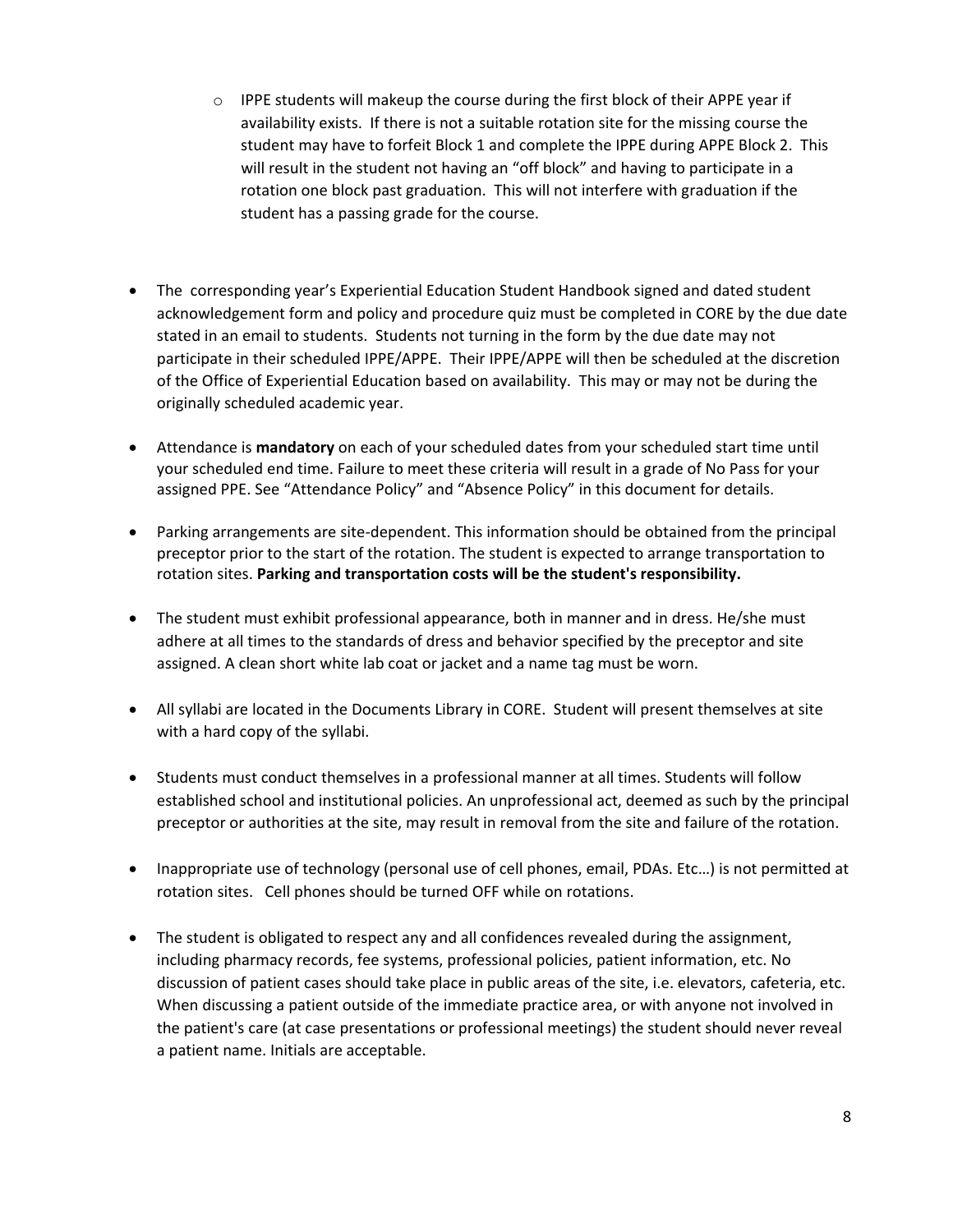- IPPE students will makeup the course during the first block of their APPE year if availability exists. If there is not a suitable rotation site for the missing course the student may have to forfeit Block 1 and complete the IPPE during APPE Block 2. This will result in the student not having an "off block" and having to participate in a rotation one block past graduation. This will not interfere with graduation if the student has a passing grade for the course.

- The corresponding year's Experiential Education Student Handbook signed and dated student acknowledgement form and policy and procedure quiz must be completed in CORE by the due date stated in an email to students. Students not turning in the form by the due date may not participate in their scheduled IPPE/APPE. Their IPPE/APPE will then be scheduled at the discretion of the Office of Experiential Education based on availability. This may or may not be during the originally scheduled academic year.

- Attendance is **mandatory** on each of your scheduled dates from your scheduled start time until your scheduled end time. Failure to meet these criteria will result in a grade of No Pass for your assigned PPE. See "Attendance Policy" and "Absence Policy" in this document for details.

- Parking arrangements are site-dependent. This information should be obtained from the principal preceptor prior to the start of the rotation. The student is expected to arrange transportation to rotation sites. **Parking and transportation costs will be the student's responsibility.**

- The student must exhibit professional appearance, both in manner and in dress. He/she must adhere at all times to the standards of dress and behavior specified by the preceptor and site assigned. A clean short white lab coat or jacket and a name tag must be worn.

- All syllabi are located in the Documents Library in CORE. Student will present themselves at site with a hard copy of the syllabi.

- Students must conduct themselves in a professional manner at all times. Students will follow established school and institutional policies. An unprofessional act, deemed as such by the principal preceptor or authorities at the site, may result in removal from the site and failure of the rotation.

- Inappropriate use of technology (personal use of cell phones, email, PDAs. Etc…) is not permitted at rotation sites. Cell phones should be turned OFF while on rotations.

- The student is obligated to respect any and all confidences revealed during the assignment, including pharmacy records, fee systems, professional policies, patient information, etc. No discussion of patient cases should take place in public areas of the site, i.e. elevators, cafeteria, etc. When discussing a patient outside of the immediate practice area, or with anyone not involved in the patient's care (at case presentations or professional meetings) the student should never reveal a patient name. Initials are acceptable.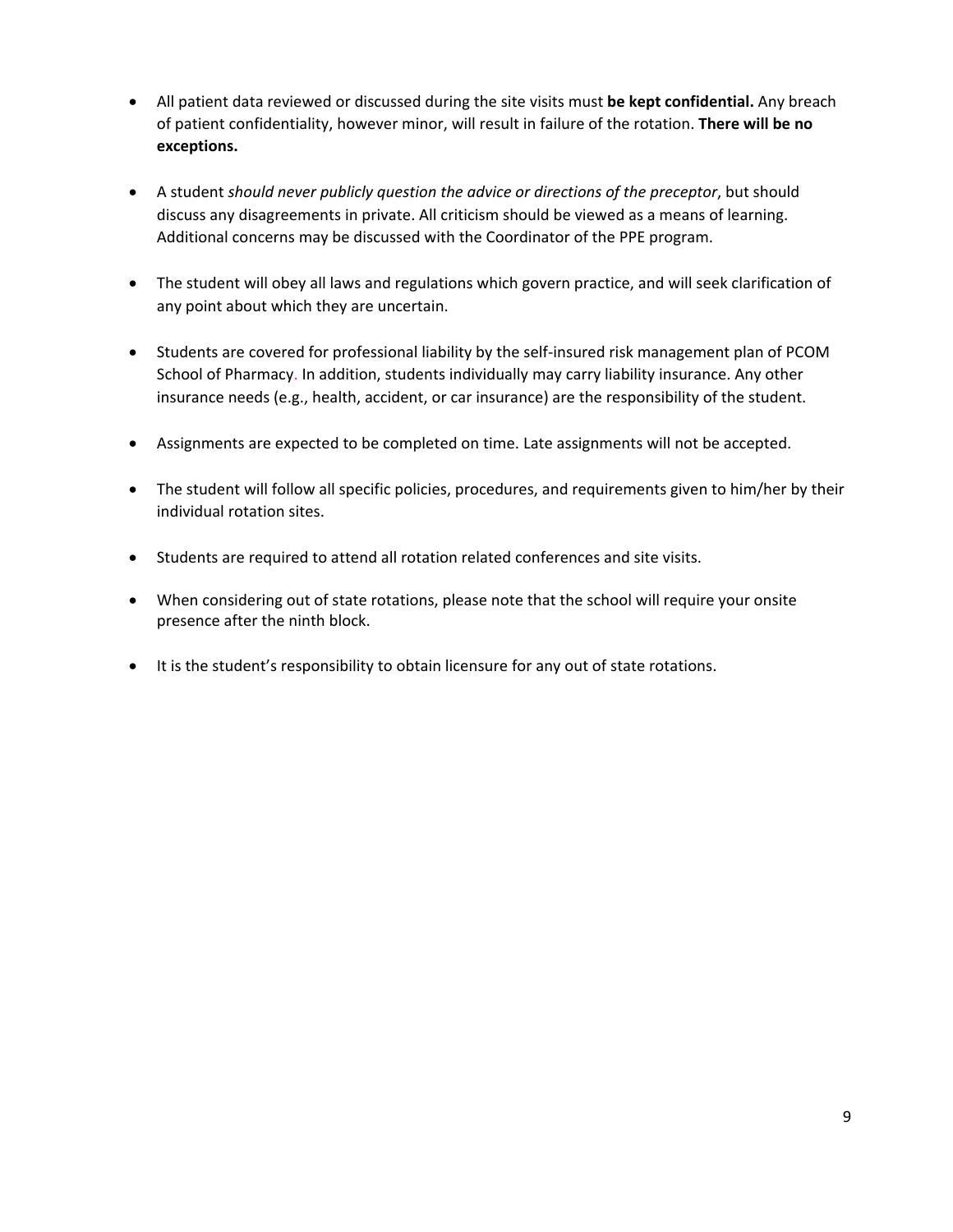- All patient data reviewed or discussed during the site visits must **be kept confidential.** Any breach of patient confidentiality, however minor, will result in failure of the rotation. **There will be no exceptions.**

- A student *should never publicly question the advice or directions of the preceptor*, but should discuss any disagreements in private. All criticism should be viewed as a means of learning. Additional concerns may be discussed with the Coordinator of the PPE program.

- The student will obey all laws and regulations which govern practice, and will seek clarification of any point about which they are uncertain.

- Students are covered for professional liability by the self-insured risk management plan of PCOM School of Pharmacy. In addition, students individually may carry liability insurance. Any other insurance needs (e.g., health, accident, or car insurance) are the responsibility of the student.

- Assignments are expected to be completed on time. Late assignments will not be accepted.

- The student will follow all specific policies, procedures, and requirements given to him/her by their individual rotation sites.

- Students are required to attend all rotation related conferences and site visits.

- When considering out of state rotations, please note that the school will require your onsite presence after the ninth block.

- It is the student's responsibility to obtain licensure for any out of state rotations.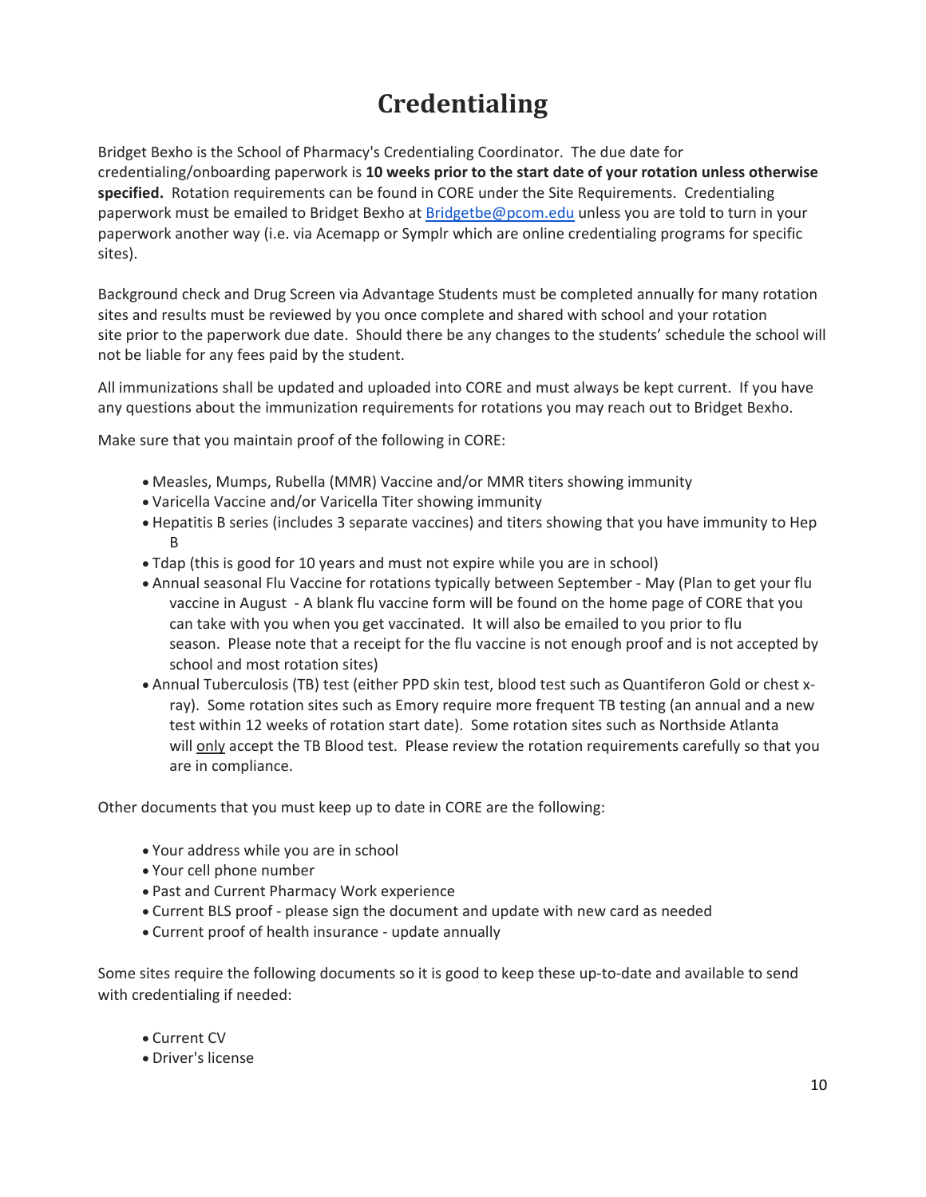# Credentialing

Bridget Bexho is the School of Pharmacy's Credentialing Coordinator. The due date for credentialing/onboarding paperwork is **10 weeks prior to the start date of your rotation unless otherwise specified.** Rotation requirements can be found in CORE under the Site Requirements. Credentialing paperwork must be emailed to Bridget Bexho at [Bridgetbe@pcom.edu](mailto:Bridgetbe@pcom.edu) unless you are told to turn in your paperwork another way (i.e. via Acemapp or Symplr which are online credentialing programs for specific sites).

Background check and Drug Screen via Advantage Students must be completed annually for many rotation sites and results must be reviewed by you once complete and shared with school and your rotation site prior to the paperwork due date. Should there be any changes to the students' schedule the school will not be liable for any fees paid by the student.

All immunizations shall be updated and uploaded into CORE and must always be kept current. If you have any questions about the immunization requirements for rotations you may reach out to Bridget Bexho.

Make sure that you maintain proof of the following in CORE:

- Measles, Mumps, Rubella (MMR) Vaccine and/or MMR titers showing immunity
- Varicella Vaccine and/or Varicella Titer showing immunity
- Hepatitis B series (includes 3 separate vaccines) and titers showing that you have immunity to Hep B
- Tdap (this is good for 10 years and must not expire while you are in school)
- Annual seasonal Flu Vaccine for rotations typically between September - May (Plan to get your flu vaccine in August - A blank flu vaccine form will be found on the home page of CORE that you can take with you when you get vaccinated. It will also be emailed to you prior to flu season. Please note that a receipt for the flu vaccine is not enough proof and is not accepted by school and most rotation sites)
- Annual Tuberculosis (TB) test (either PPD skin test, blood test such as Quantiferon Gold or chest x-ray). Some rotation sites such as Emory require more frequent TB testing (an annual and a new test within 12 weeks of rotation start date). Some rotation sites such as Northside Atlanta will only accept the TB Blood test. Please review the rotation requirements carefully so that you are in compliance.

Other documents that you must keep up to date in CORE are the following:

- Your address while you are in school
- Your cell phone number
- Past and Current Pharmacy Work experience
- Current BLS proof - please sign the document and update with new card as needed
- Current proof of health insurance - update annually

Some sites require the following documents so it is good to keep these up-to-date and available to send with credentialing if needed:

- Current CV
- Driver's license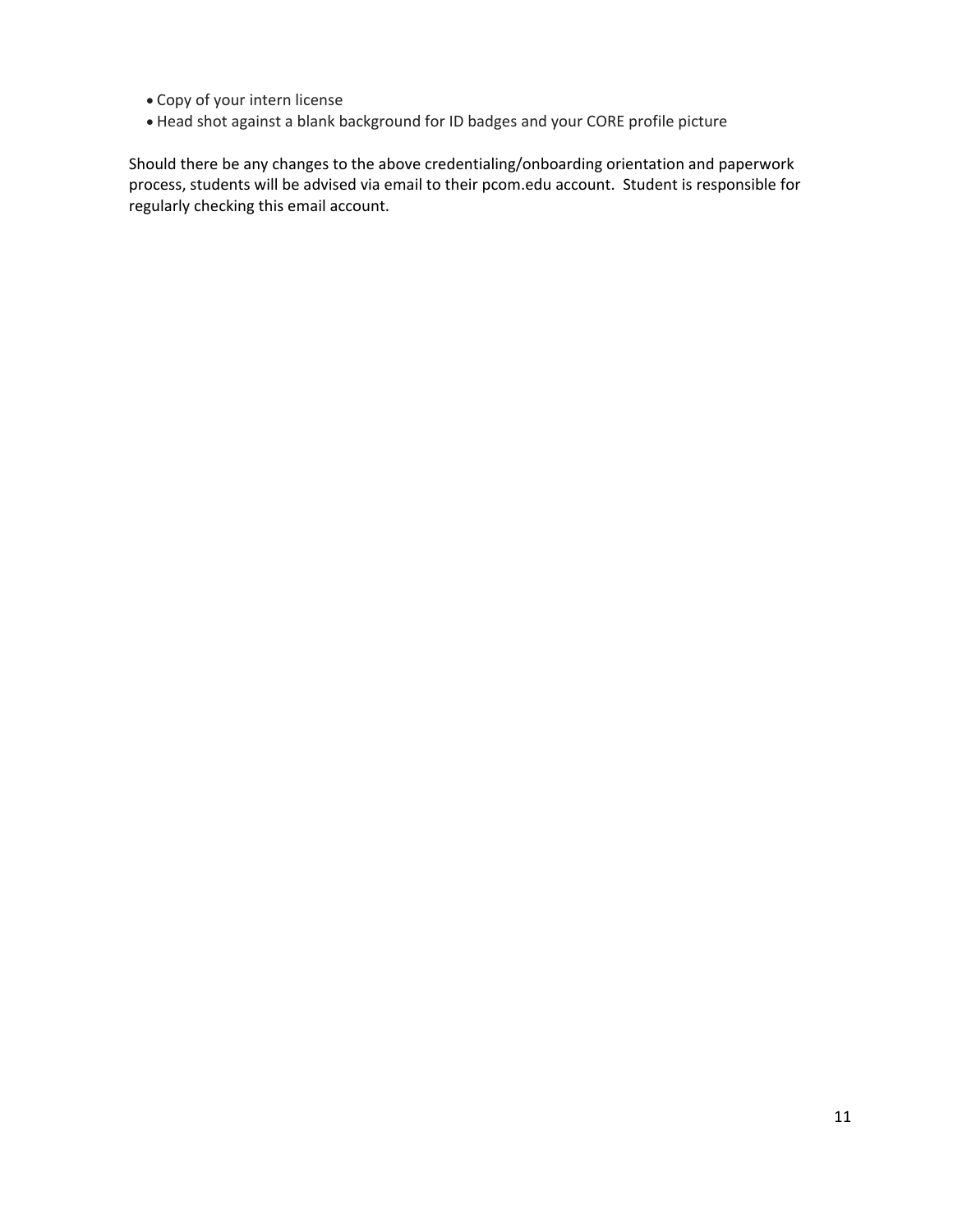- Copy of your intern license
- Head shot against a blank background for ID badges and your CORE profile picture

Should there be any changes to the above credentialing/onboarding orientation and paperwork process, students will be advised via email to their pcom.edu account. Student is responsible for regularly checking this email account.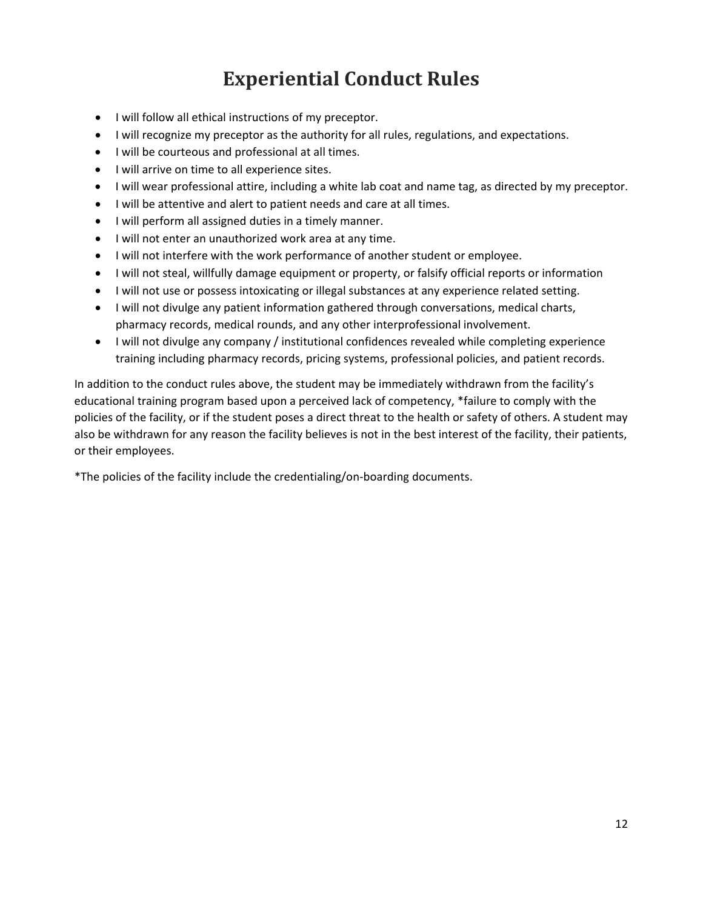# Experiential Conduct Rules

- I will follow all ethical instructions of my preceptor.
- I will recognize my preceptor as the authority for all rules, regulations, and expectations.
- I will be courteous and professional at all times.
- I will arrive on time to all experience sites.
- I will wear professional attire, including a white lab coat and name tag, as directed by my preceptor.
- I will be attentive and alert to patient needs and care at all times.
- I will perform all assigned duties in a timely manner.
- I will not enter an unauthorized work area at any time.
- I will not interfere with the work performance of another student or employee.
- I will not steal, willfully damage equipment or property, or falsify official reports or information
- I will not use or possess intoxicating or illegal substances at any experience related setting.
- I will not divulge any patient information gathered through conversations, medical charts, pharmacy records, medical rounds, and any other interprofessional involvement.
- I will not divulge any company / institutional confidences revealed while completing experience training including pharmacy records, pricing systems, professional policies, and patient records.

In addition to the conduct rules above, the student may be immediately withdrawn from the facility's educational training program based upon a perceived lack of competency, *failure to comply with the policies of the facility, or if the student poses a direct threat to the health or safety of others. A student may also be withdrawn for any reason the facility believes is not in the best interest of the facility, their patients, or their employees.

*The policies of the facility include the credentialing/on-boarding documents.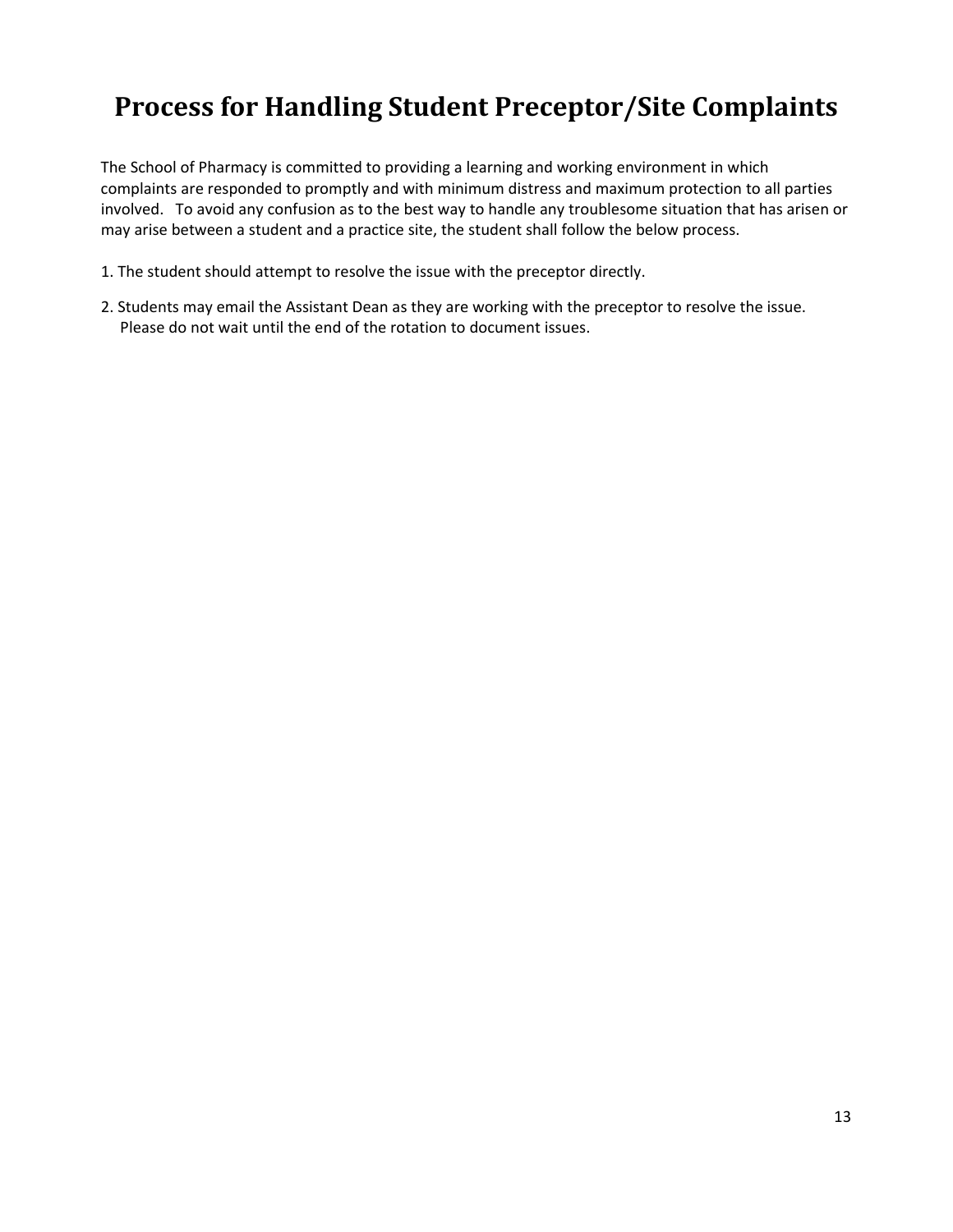# Process for Handling Student Preceptor/Site Complaints

The School of Pharmacy is committed to providing a learning and working environment in which complaints are responded to promptly and with minimum distress and maximum protection to all parties involved. To avoid any confusion as to the best way to handle any troublesome situation that has arisen or may arise between a student and a practice site, the student shall follow the below process.

1. The student should attempt to resolve the issue with the preceptor directly.
2. Students may email the Assistant Dean as they are working with the preceptor to resolve the issue. Please do not wait until the end of the rotation to document issues.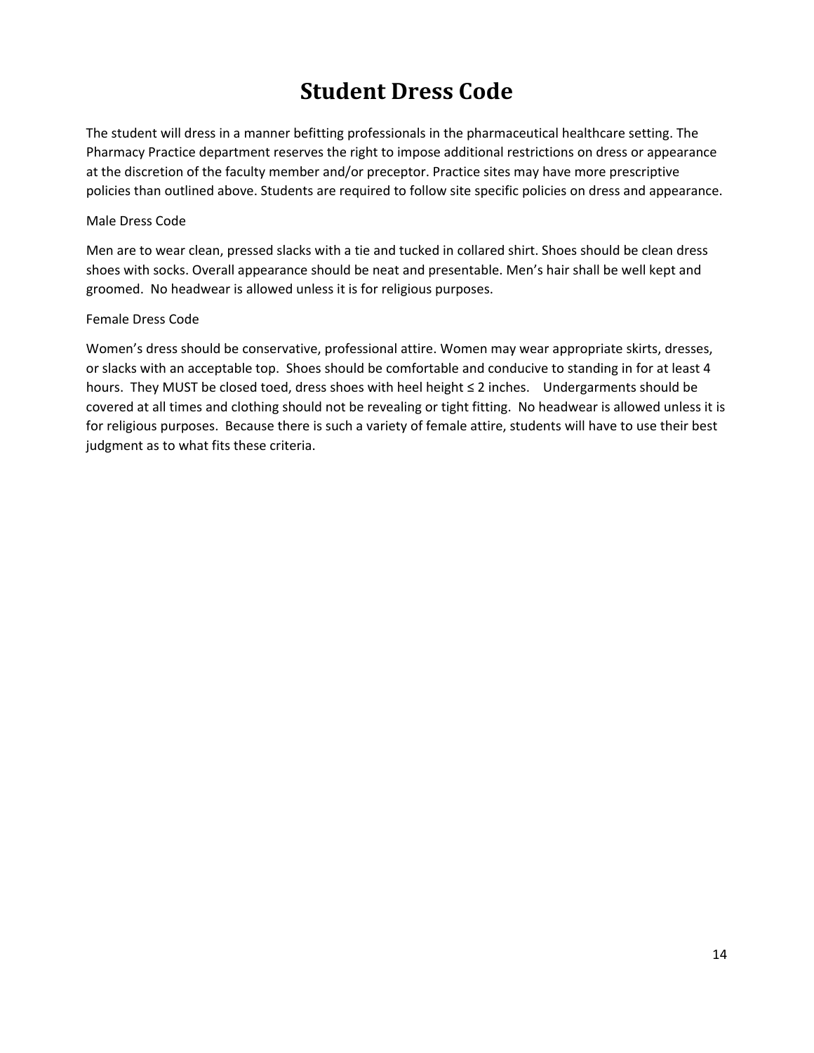# Student Dress Code

The student will dress in a manner befitting professionals in the pharmaceutical healthcare setting. The Pharmacy Practice department reserves the right to impose additional restrictions on dress or appearance at the discretion of the faculty member and/or preceptor. Practice sites may have more prescriptive policies than outlined above. Students are required to follow site specific policies on dress and appearance.

Male Dress Code

Men are to wear clean, pressed slacks with a tie and tucked in collared shirt. Shoes should be clean dress shoes with socks. Overall appearance should be neat and presentable. Men's hair shall be well kept and groomed. No headwear is allowed unless it is for religious purposes.

Female Dress Code

Women's dress should be conservative, professional attire. Women may wear appropriate skirts, dresses, or slacks with an acceptable top. Shoes should be comfortable and conducive to standing in for at least 4 hours. They MUST be closed toed, dress shoes with heel height ≤ 2 inches. Undergarments should be covered at all times and clothing should not be revealing or tight fitting. No headwear is allowed unless it is for religious purposes. Because there is such a variety of female attire, students will have to use their best judgment as to what fits these criteria.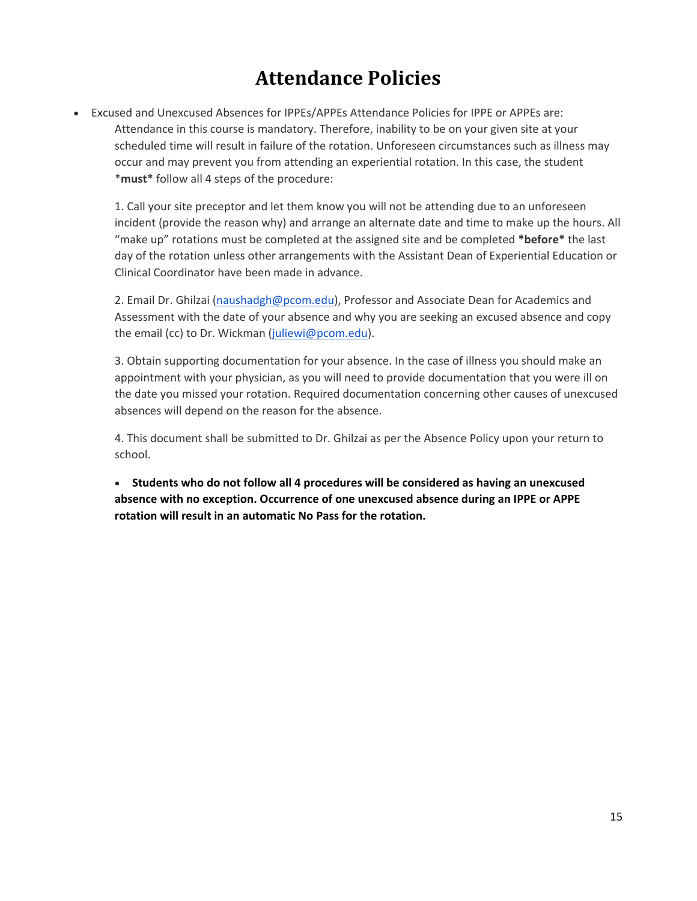# Attendance Policies

- Excused and Unexcused Absences for IPPEs/APPEs Attendance Policies for IPPE or APPEs are:

  Attendance in this course is mandatory. Therefore, inability to be on your given site at your scheduled time will result in failure of the rotation. Unforeseen circumstances such as illness may occur and may prevent you from attending an experiential rotation. In this case, the student ***must*** follow all 4 steps of the procedure:

  1. Call your site preceptor and let them know you will not be attending due to an unforeseen incident (provide the reason why) and arrange an alternate date and time to make up the hours. All "make up" rotations must be completed at the assigned site and be completed ***before*** the last day of the rotation unless other arrangements with the Assistant Dean of Experiential Education or Clinical Coordinator have been made in advance.

  2. Email Dr. Ghilzai (naushadgh@pcom.edu), Professor and Associate Dean for Academics and Assessment with the date of your absence and why you are seeking an excused absence and copy the email (cc) to Dr. Wickman (juliewi@pcom.edu).

  3. Obtain supporting documentation for your absence. In the case of illness you should make an appointment with your physician, as you will need to provide documentation that you were ill on the date you missed your rotation. Required documentation concerning other causes of unexcused absences will depend on the reason for the absence.

  4. This document shall be submitted to Dr. Ghilzai as per the Absence Policy upon your return to school.

  - **Students who do not follow all 4 procedures will be considered as having an unexcused absence with no exception. Occurrence of one unexcused absence during an IPPE or APPE rotation will result in an automatic No Pass for the rotation.**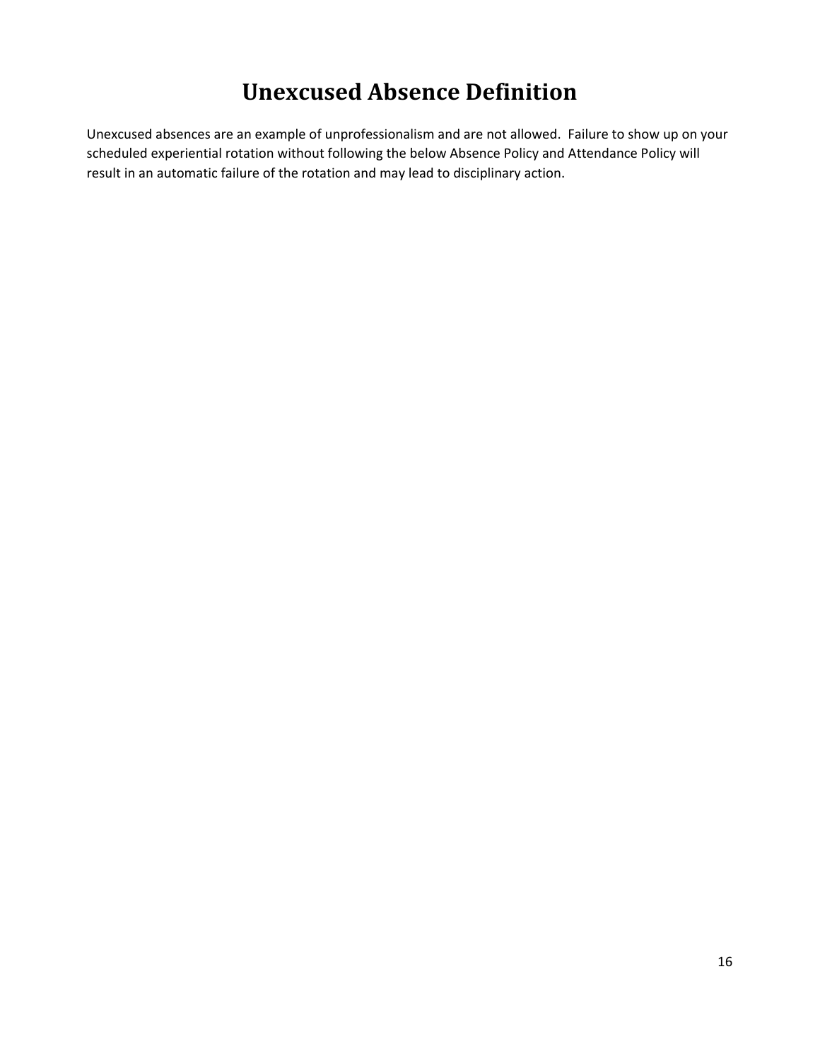# Unexcused Absence Definition

Unexcused absences are an example of unprofessionalism and are not allowed. Failure to show up on your scheduled experiential rotation without following the below Absence Policy and Attendance Policy will result in an automatic failure of the rotation and may lead to disciplinary action.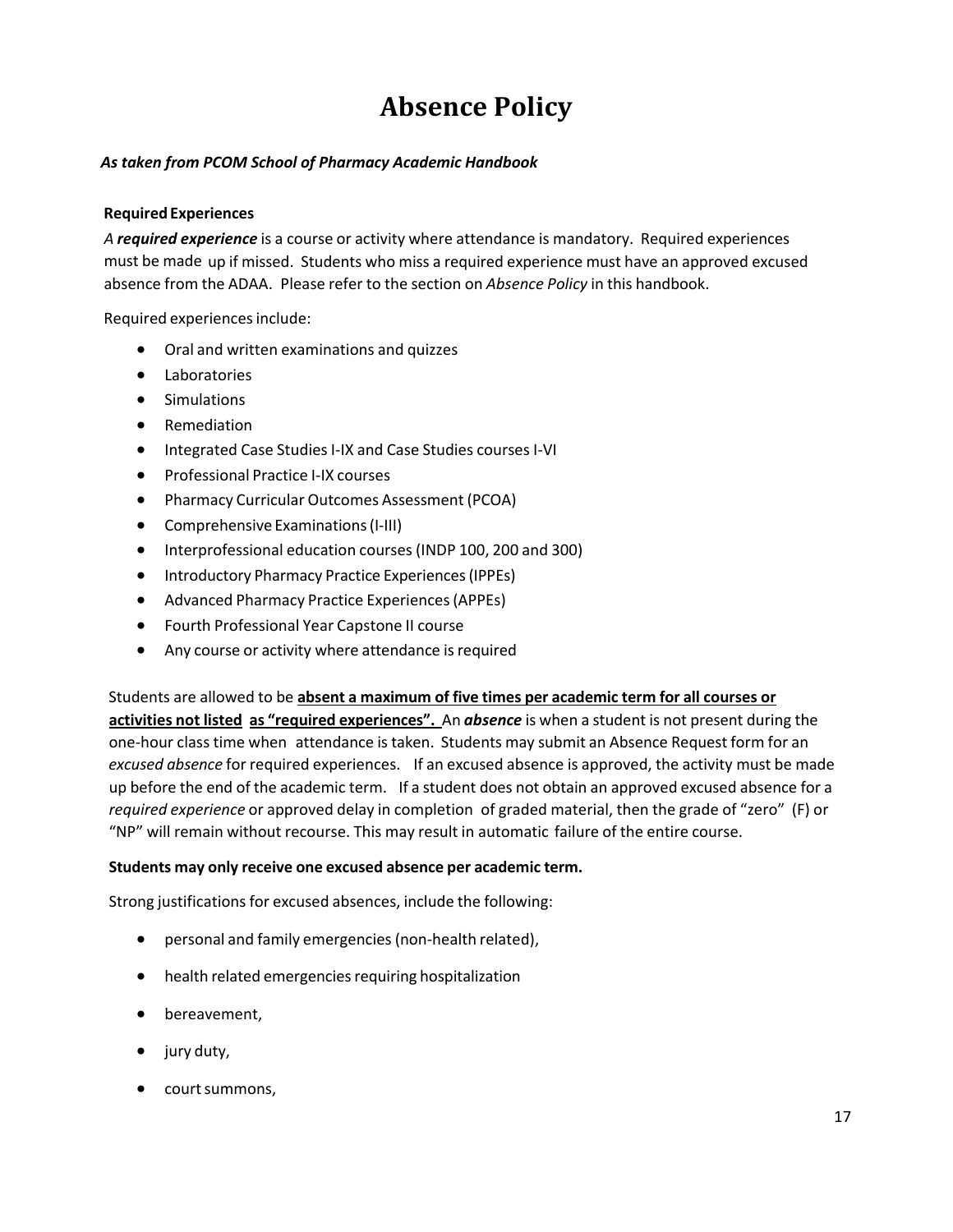# Absence Policy

***As taken from PCOM School of Pharmacy Academic Handbook***

**Required Experiences**

*A **required experience*** is a course or activity where attendance is mandatory. Required experiences must be made up if missed. Students who miss a required experience must have an approved excused absence from the ADAA. Please refer to the section on *Absence Policy* in this handbook.

Required experiences include:

- Oral and written examinations and quizzes
- Laboratories
- Simulations
- Remediation
- Integrated Case Studies I-IX and Case Studies courses I-VI
- Professional Practice I-IX courses
- Pharmacy Curricular Outcomes Assessment (PCOA)
- Comprehensive Examinations (I-III)
- Interprofessional education courses (INDP 100, 200 and 300)
- Introductory Pharmacy Practice Experiences (IPPEs)
- Advanced Pharmacy Practice Experiences (APPEs)
- Fourth Professional Year Capstone II course
- Any course or activity where attendance is required

Students are allowed to be <u>**absent a maximum of five times per academic term for all courses or activities not listed as "required experiences".**</u> An ***absence*** is when a student is not present during the one-hour class time when attendance is taken. Students may submit an Absence Request form for an *excused absence* for required experiences. If an excused absence is approved, the activity must be made up before the end of the academic term. If a student does not obtain an approved excused absence for a *required experience* or approved delay in completion of graded material, then the grade of "zero" (F) or "NP" will remain without recourse. This may result in automatic failure of the entire course.

**Students may only receive one excused absence per academic term.**

Strong justifications for excused absences, include the following:

- personal and family emergencies (non-health related),
- health related emergencies requiring hospitalization
- bereavement,
- jury duty,
- court summons,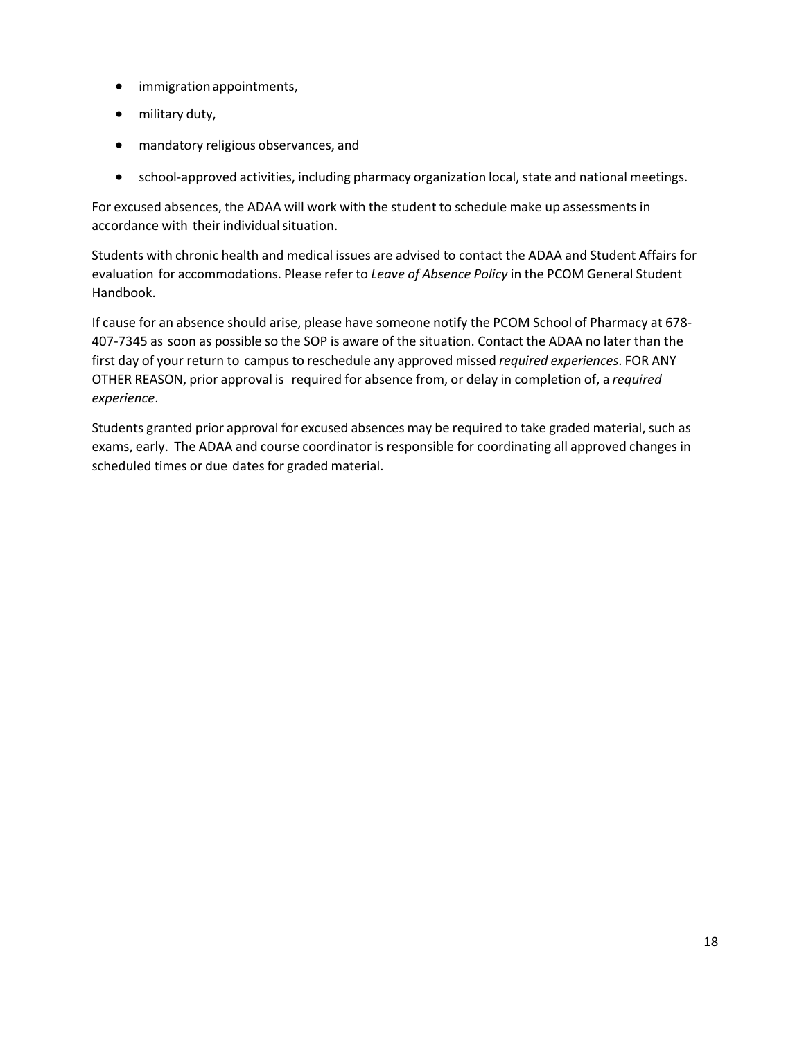- immigration appointments,
- military duty,
- mandatory religious observances, and
- school-approved activities, including pharmacy organization local, state and national meetings.

For excused absences, the ADAA will work with the student to schedule make up assessments in accordance with their individual situation.

Students with chronic health and medical issues are advised to contact the ADAA and Student Affairs for evaluation for accommodations. Please refer to *Leave of Absence Policy* in the PCOM General Student Handbook.

If cause for an absence should arise, please have someone notify the PCOM School of Pharmacy at 678-407-7345 as soon as possible so the SOP is aware of the situation. Contact the ADAA no later than the first day of your return to campus to reschedule any approved missed *required experiences*. FOR ANY OTHER REASON, prior approval is required for absence from, or delay in completion of, a *required experience*.

Students granted prior approval for excused absences may be required to take graded material, such as exams, early. The ADAA and course coordinator is responsible for coordinating all approved changes in scheduled times or due dates for graded material.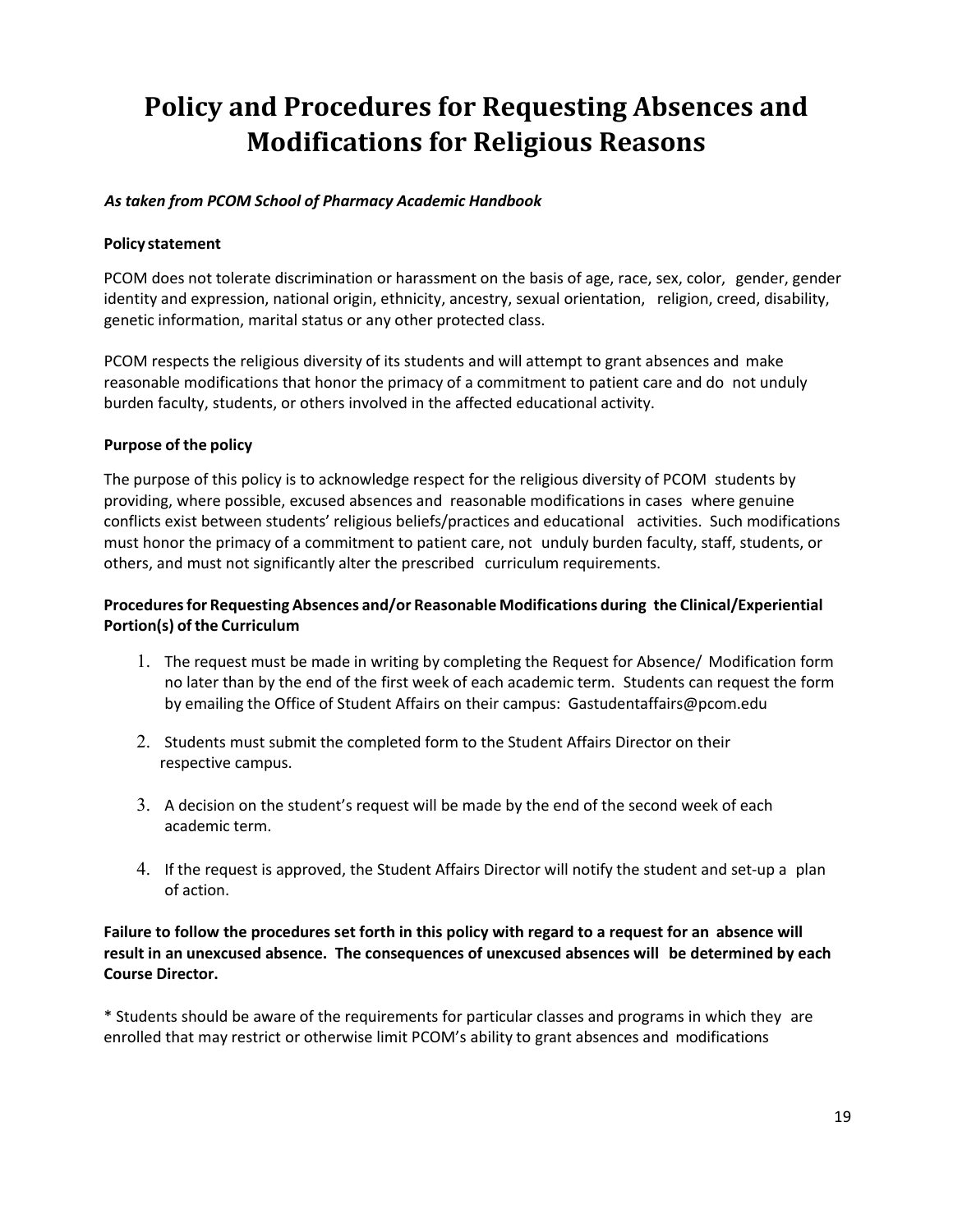# Policy and Procedures for Requesting Absences and Modifications for Religious Reasons

***As taken from PCOM School of Pharmacy Academic Handbook***

**Policy statement**

PCOM does not tolerate discrimination or harassment on the basis of age, race, sex, color, gender, gender identity and expression, national origin, ethnicity, ancestry, sexual orientation, religion, creed, disability, genetic information, marital status or any other protected class.

PCOM respects the religious diversity of its students and will attempt to grant absences and make reasonable modifications that honor the primacy of a commitment to patient care and do not unduly burden faculty, students, or others involved in the affected educational activity.

**Purpose of the policy**

The purpose of this policy is to acknowledge respect for the religious diversity of PCOM students by providing, where possible, excused absences and reasonable modifications in cases where genuine conflicts exist between students' religious beliefs/practices and educational activities. Such modifications must honor the primacy of a commitment to patient care, not unduly burden faculty, staff, students, or others, and must not significantly alter the prescribed curriculum requirements.

**Procedures for Requesting Absences and/or Reasonable Modifications during the Clinical/Experiential Portion(s) of the Curriculum**

1. The request must be made in writing by completing the Request for Absence/ Modification form no later than by the end of the first week of each academic term. Students can request the form by emailing the Office of Student Affairs on their campus: Gastudentaffairs@pcom.edu
2. Students must submit the completed form to the Student Affairs Director on their respective campus.
3. A decision on the student's request will be made by the end of the second week of each academic term.
4. If the request is approved, the Student Affairs Director will notify the student and set-up a plan of action.

**Failure to follow the procedures set forth in this policy with regard to a request for an absence will result in an unexcused absence. The consequences of unexcused absences will be determined by each Course Director.**

* Students should be aware of the requirements for particular classes and programs in which they are enrolled that may restrict or otherwise limit PCOM's ability to grant absences and modifications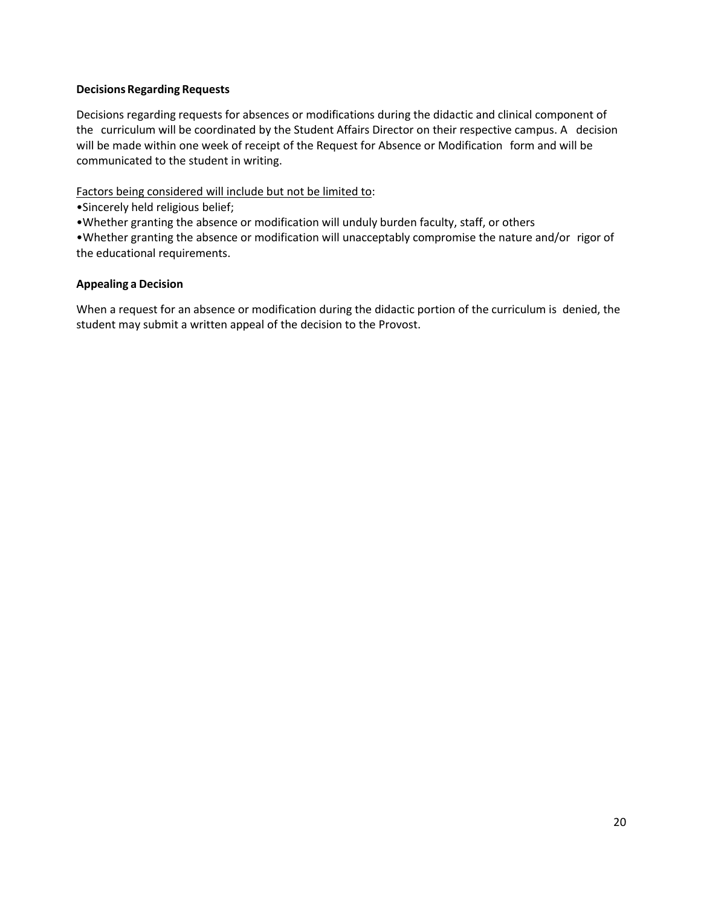**Decisions Regarding Requests**

Decisions regarding requests for absences or modifications during the didactic and clinical component of the curriculum will be coordinated by the Student Affairs Director on their respective campus. A decision will be made within one week of receipt of the Request for Absence or Modification form and will be communicated to the student in writing.

<u>Factors being considered will include but not be limited to</u>:

- Sincerely held religious belief;
- Whether granting the absence or modification will unduly burden faculty, staff, or others
- Whether granting the absence or modification will unacceptably compromise the nature and/or rigor of the educational requirements.

**Appealing a Decision**

When a request for an absence or modification during the didactic portion of the curriculum is denied, the student may submit a written appeal of the decision to the Provost.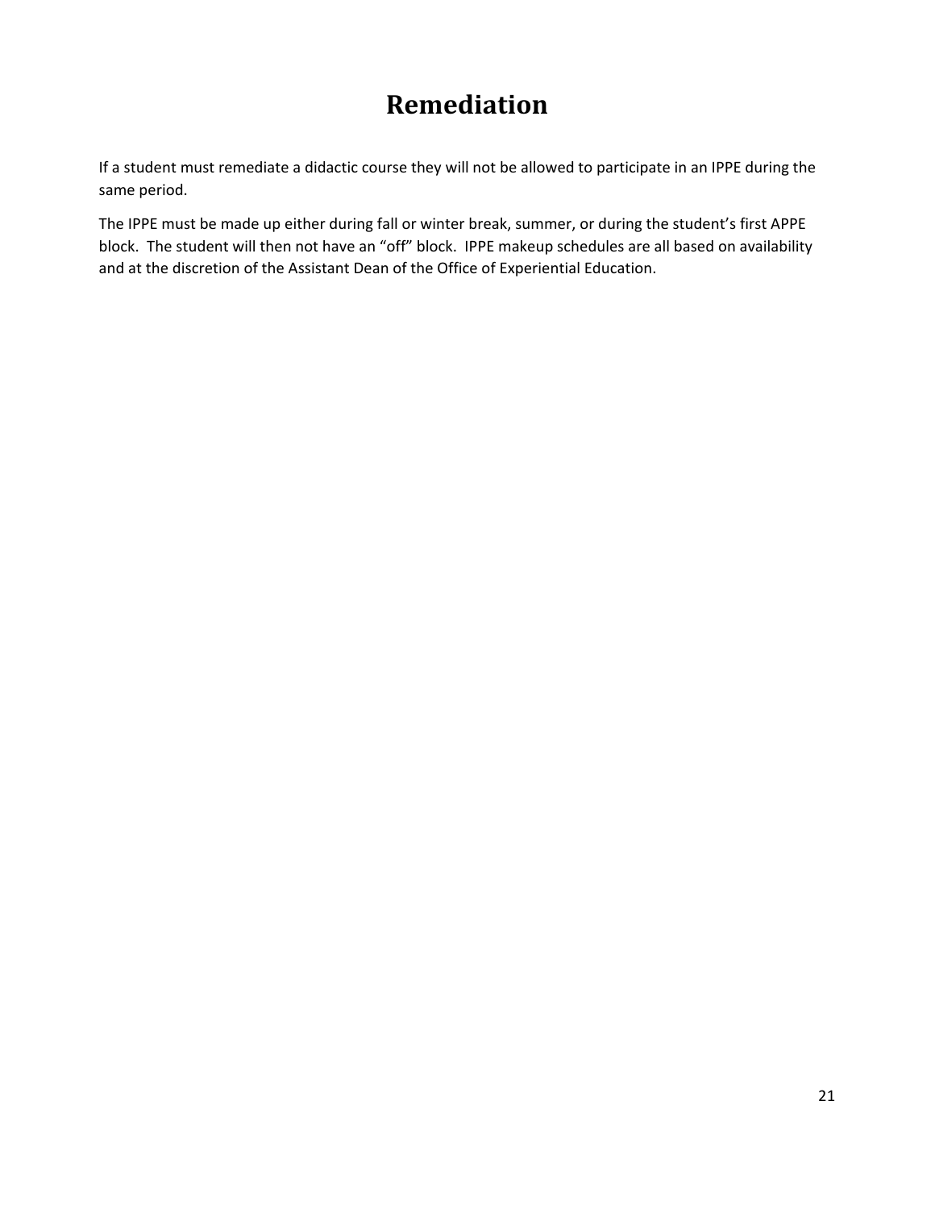# Remediation

If a student must remediate a didactic course they will not be allowed to participate in an IPPE during the same period.

The IPPE must be made up either during fall or winter break, summer, or during the student's first APPE block. The student will then not have an "off" block. IPPE makeup schedules are all based on availability and at the discretion of the Assistant Dean of the Office of Experiential Education.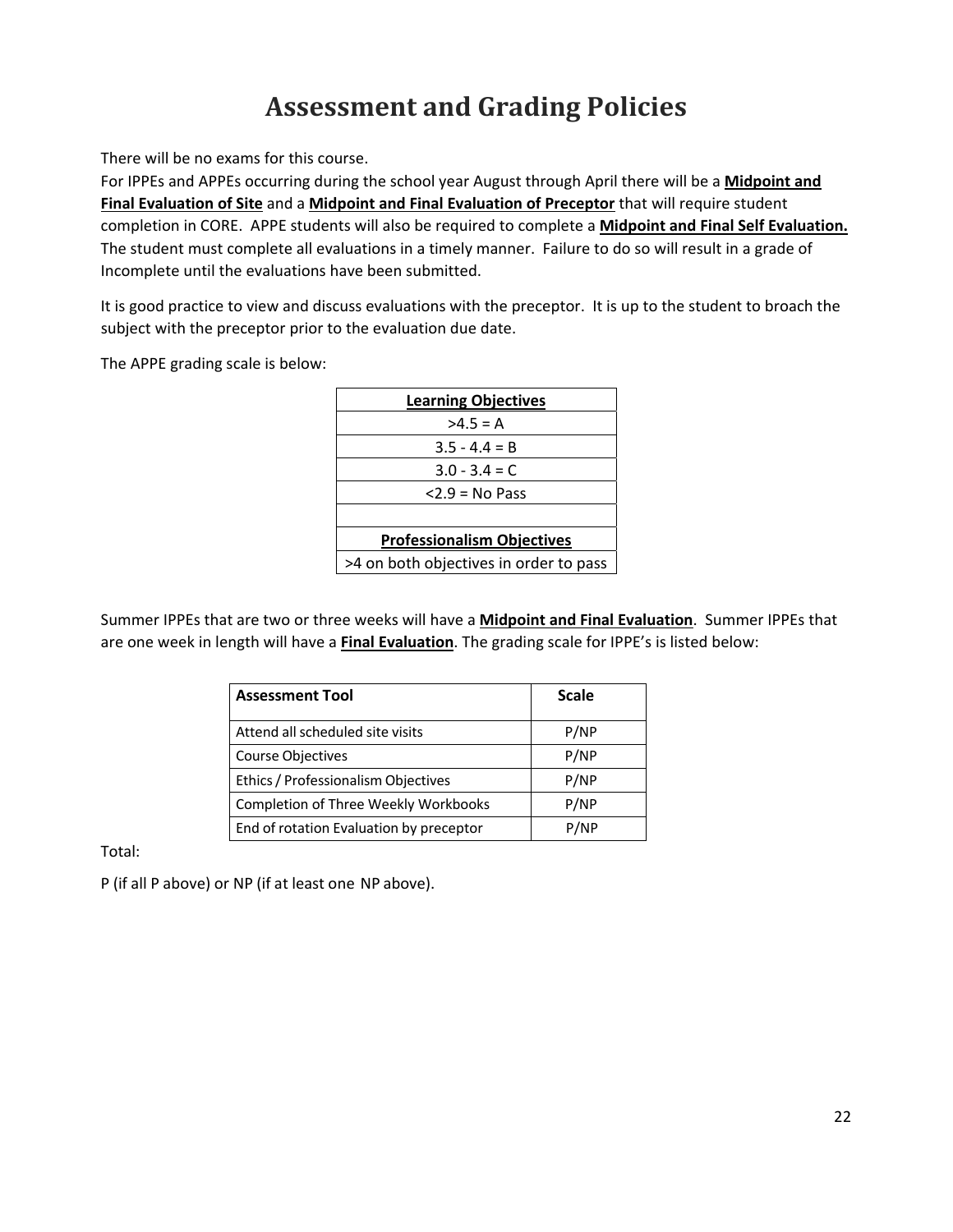# Assessment and Grading Policies

There will be no exams for this course.

For IPPEs and APPEs occurring during the school year August through April there will be a **Midpoint and Final Evaluation of Site** and a **Midpoint and Final Evaluation of Preceptor** that will require student completion in CORE. APPE students will also be required to complete a **Midpoint and Final Self Evaluation.** The student must complete all evaluations in a timely manner. Failure to do so will result in a grade of Incomplete until the evaluations have been submitted.

It is good practice to view and discuss evaluations with the preceptor. It is up to the student to broach the subject with the preceptor prior to the evaluation due date.

The APPE grading scale is below:

| **Learning Objectives** |
|---|
| >4.5 = A |
| 3.5 - 4.4 = B |
| 3.0 - 3.4 = C |
| <2.9 = No Pass |
| |
| **Professionalism Objectives** |
| >4 on both objectives in order to pass |

Summer IPPEs that are two or three weeks will have a **Midpoint and Final Evaluation**. Summer IPPEs that are one week in length will have a **Final Evaluation**. The grading scale for IPPE's is listed below:

| Assessment Tool | Scale |
|---|---|
| Attend all scheduled site visits | P/NP |
| Course Objectives | P/NP |
| Ethics / Professionalism Objectives | P/NP |
| Completion of Three Weekly Workbooks | P/NP |
| End of rotation Evaluation by preceptor | P/NP |

Total:

P (if all P above) or NP (if at least one NP above).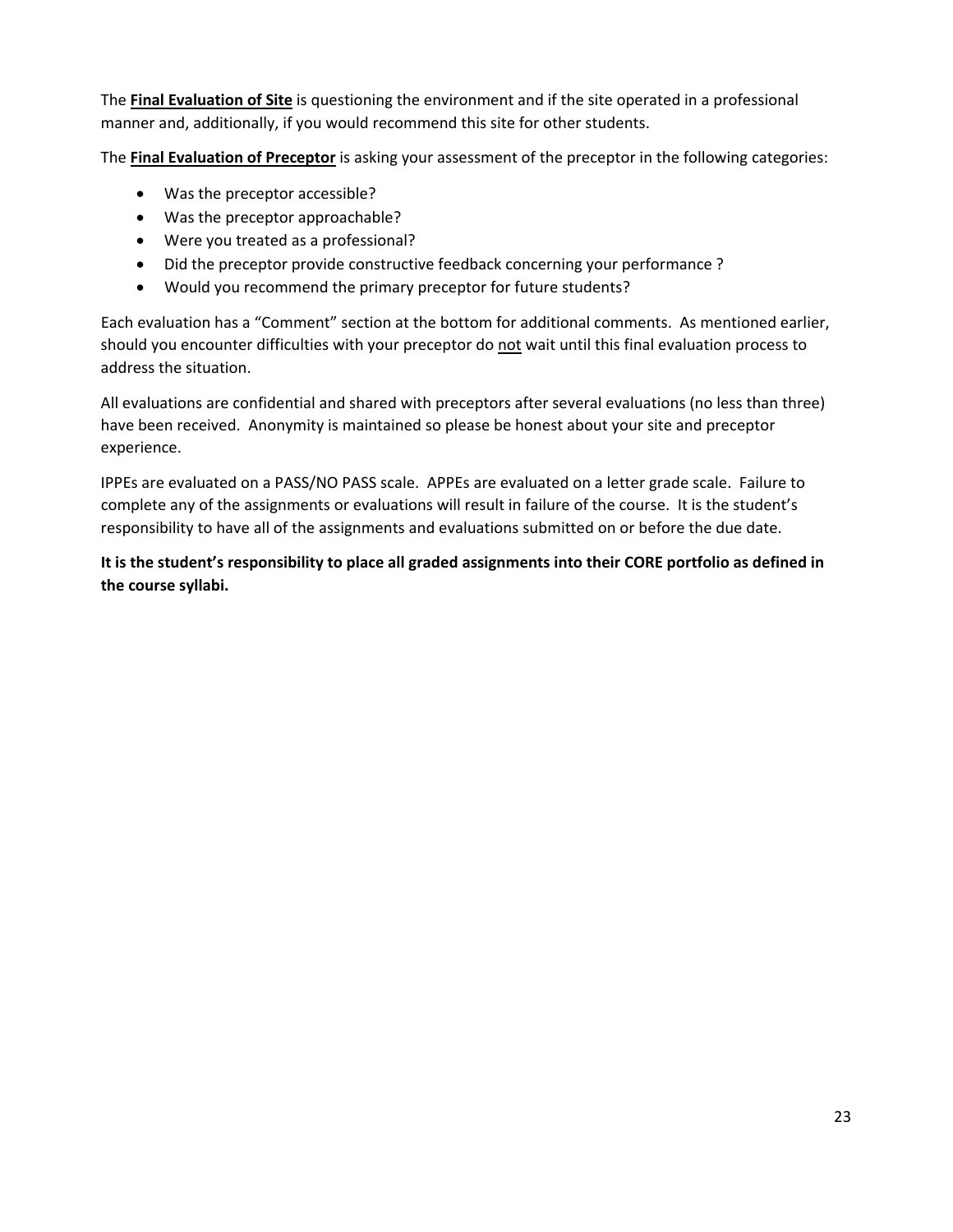The **Final Evaluation of Site** is questioning the environment and if the site operated in a professional manner and, additionally, if you would recommend this site for other students.

The **Final Evaluation of Preceptor** is asking your assessment of the preceptor in the following categories:

- Was the preceptor accessible?
- Was the preceptor approachable?
- Were you treated as a professional?
- Did the preceptor provide constructive feedback concerning your performance ?
- Would you recommend the primary preceptor for future students?

Each evaluation has a "Comment" section at the bottom for additional comments. As mentioned earlier, should you encounter difficulties with your preceptor do not wait until this final evaluation process to address the situation.

All evaluations are confidential and shared with preceptors after several evaluations (no less than three) have been received. Anonymity is maintained so please be honest about your site and preceptor experience.

IPPEs are evaluated on a PASS/NO PASS scale. APPEs are evaluated on a letter grade scale. Failure to complete any of the assignments or evaluations will result in failure of the course. It is the student's responsibility to have all of the assignments and evaluations submitted on or before the due date.

**It is the student's responsibility to place all graded assignments into their CORE portfolio as defined in the course syllabi.**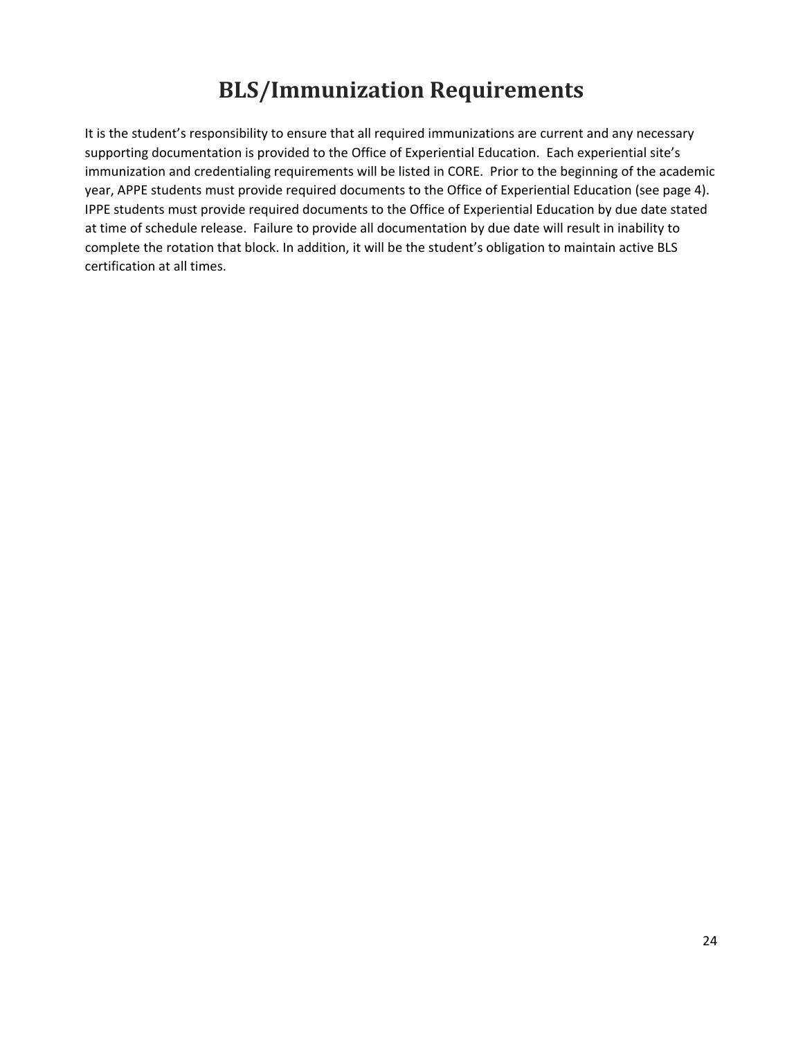# BLS/Immunization Requirements

It is the student's responsibility to ensure that all required immunizations are current and any necessary supporting documentation is provided to the Office of Experiential Education. Each experiential site's immunization and credentialing requirements will be listed in CORE. Prior to the beginning of the academic year, APPE students must provide required documents to the Office of Experiential Education (see page 4). IPPE students must provide required documents to the Office of Experiential Education by due date stated at time of schedule release. Failure to provide all documentation by due date will result in inability to complete the rotation that block. In addition, it will be the student's obligation to maintain active BLS certification at all times.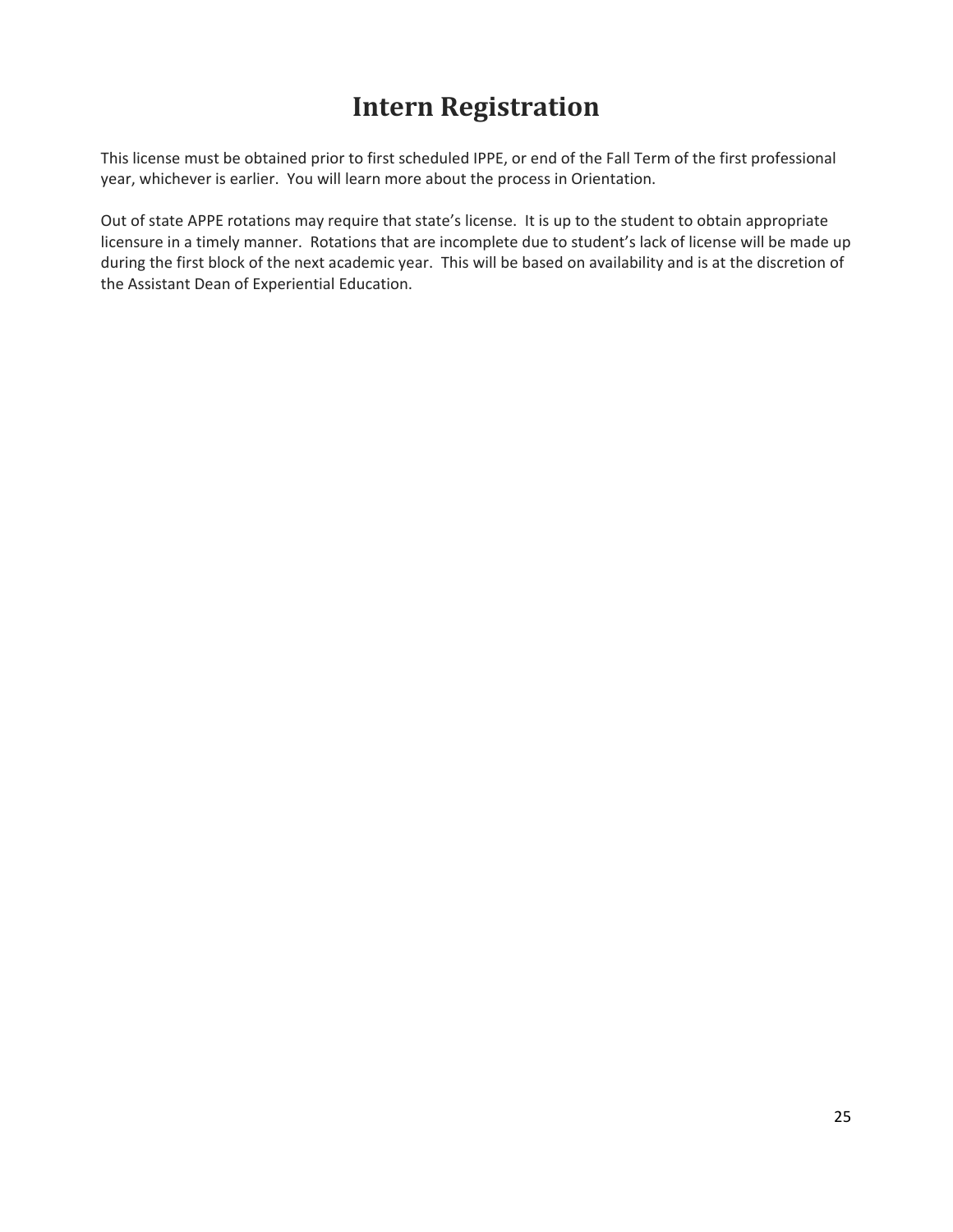# Intern Registration

This license must be obtained prior to first scheduled IPPE, or end of the Fall Term of the first professional year, whichever is earlier. You will learn more about the process in Orientation.

Out of state APPE rotations may require that state's license. It is up to the student to obtain appropriate licensure in a timely manner. Rotations that are incomplete due to student's lack of license will be made up during the first block of the next academic year. This will be based on availability and is at the discretion of the Assistant Dean of Experiential Education.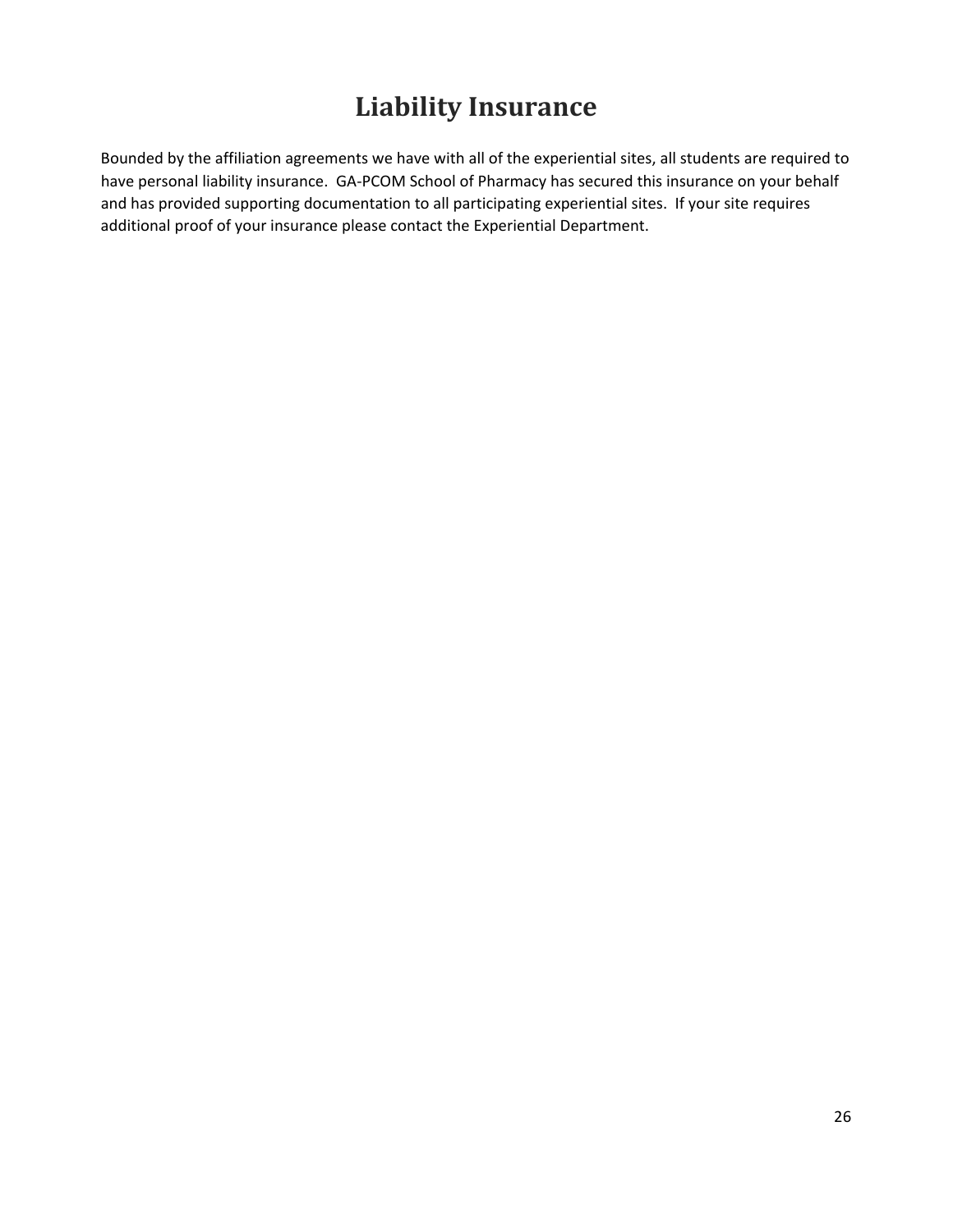# Liability Insurance

Bounded by the affiliation agreements we have with all of the experiential sites, all students are required to have personal liability insurance. GA-PCOM School of Pharmacy has secured this insurance on your behalf and has provided supporting documentation to all participating experiential sites. If your site requires additional proof of your insurance please contact the Experiential Department.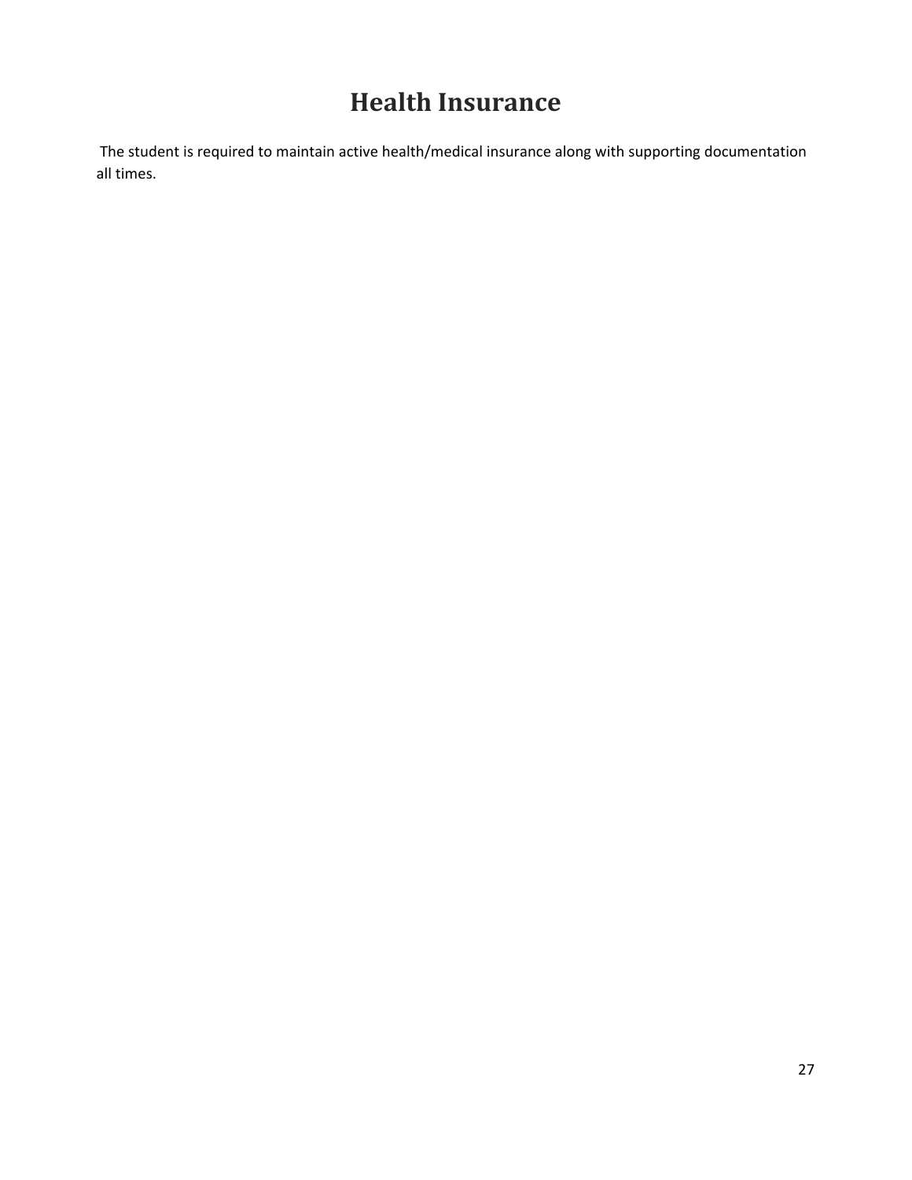# Health Insurance

The student is required to maintain active health/medical insurance along with supporting documentation all times.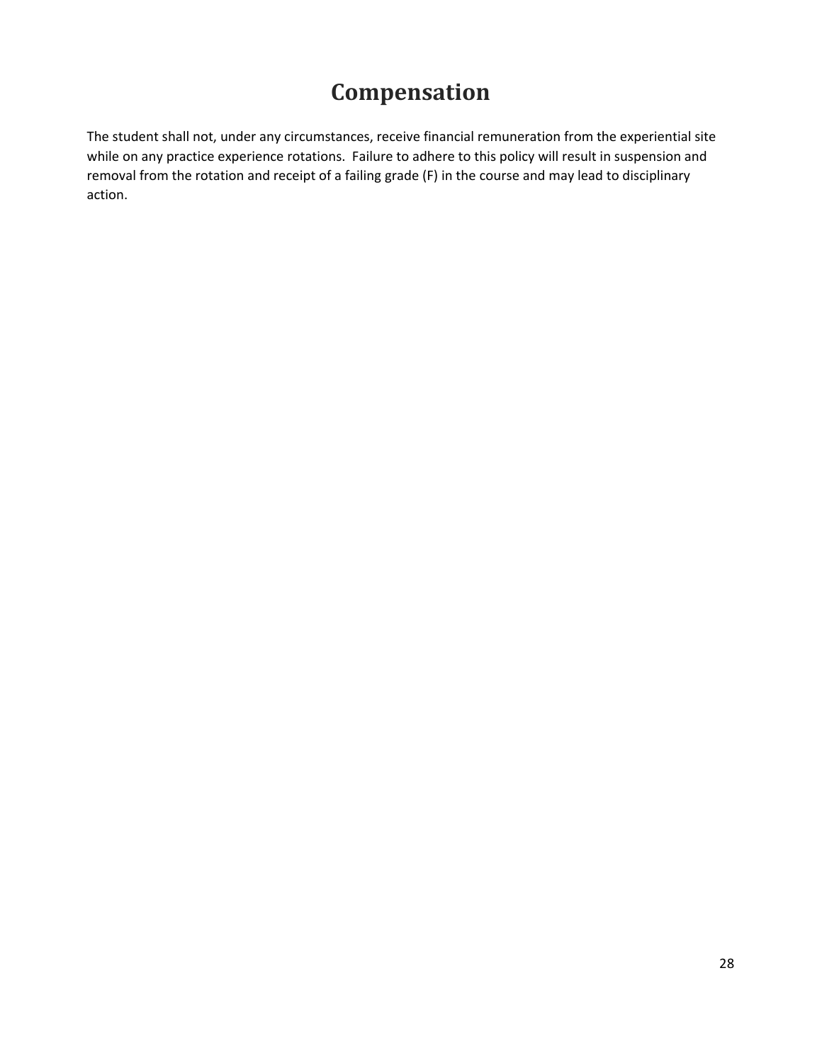# Compensation

The student shall not, under any circumstances, receive financial remuneration from the experiential site while on any practice experience rotations.  Failure to adhere to this policy will result in suspension and removal from the rotation and receipt of a failing grade (F) in the course and may lead to disciplinary action.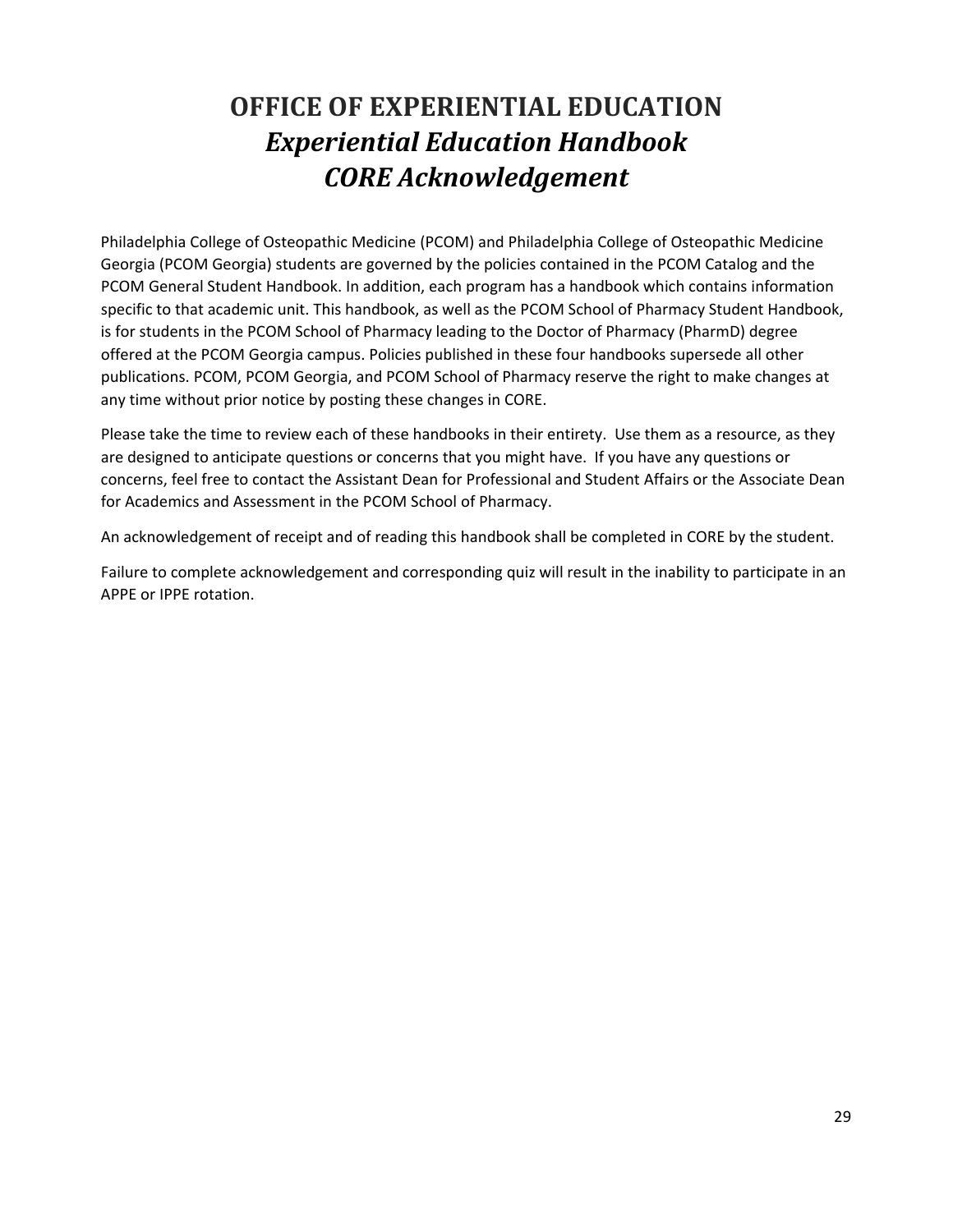# OFFICE OF EXPERIENTIAL EDUCATION
## *Experiential Education Handbook*
## *CORE Acknowledgement*

Philadelphia College of Osteopathic Medicine (PCOM) and Philadelphia College of Osteopathic Medicine Georgia (PCOM Georgia) students are governed by the policies contained in the PCOM Catalog and the PCOM General Student Handbook. In addition, each program has a handbook which contains information specific to that academic unit. This handbook, as well as the PCOM School of Pharmacy Student Handbook, is for students in the PCOM School of Pharmacy leading to the Doctor of Pharmacy (PharmD) degree offered at the PCOM Georgia campus. Policies published in these four handbooks supersede all other publications. PCOM, PCOM Georgia, and PCOM School of Pharmacy reserve the right to make changes at any time without prior notice by posting these changes in CORE.

Please take the time to review each of these handbooks in their entirety. Use them as a resource, as they are designed to anticipate questions or concerns that you might have. If you have any questions or concerns, feel free to contact the Assistant Dean for Professional and Student Affairs or the Associate Dean for Academics and Assessment in the PCOM School of Pharmacy.

An acknowledgement of receipt and of reading this handbook shall be completed in CORE by the student.

Failure to complete acknowledgement and corresponding quiz will result in the inability to participate in an APPE or IPPE rotation.